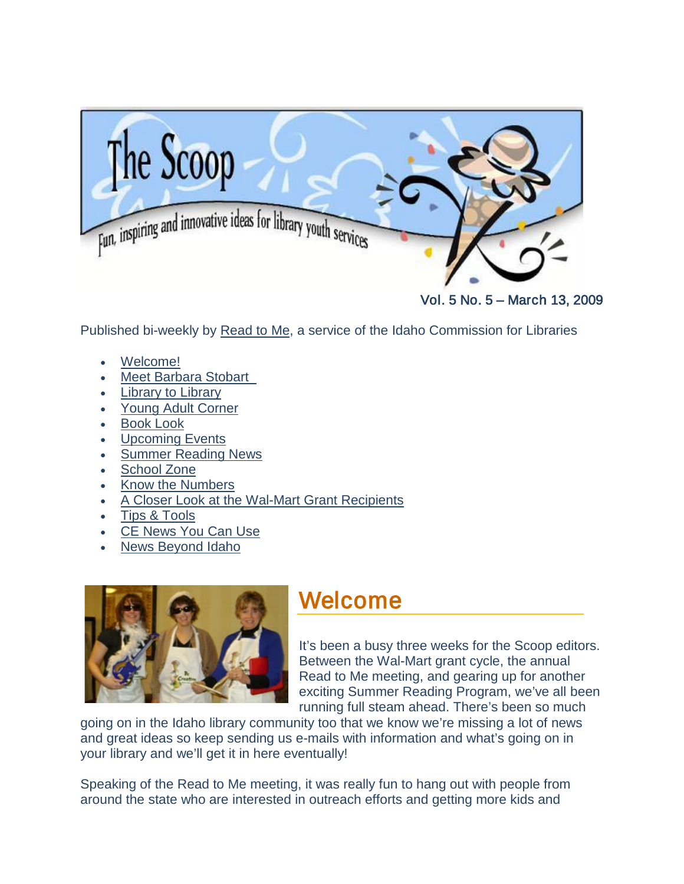# The Scoop

Fun, inspiring and innovative ideas for library youth services

Vol. 5 No. 5 – March 13, 2009

Published bi-weekly by Read to Me, a service of the Idaho Commission for Libraries

- Welcome!
- Meet Barbara Stobart
- Library to Library
- Young Adult Corner
- Book Look
- Upcoming Events
- Summer Reading News
- School Zone
- Know the Numbers
- A Closer Look at the Wal-Mart Grant Recipients
- Tips & Tools
- CE News You Can Use
- News Beyond Idaho

## Welcome

It's been a busy three weeks for the Scoop editors. Between the Wal-Mart grant cycle, the annual Read to Me meeting, and gearing up for another exciting Summer Reading Program, we've all been running full steam ahead. There's been so much going on in the Idaho library community too that we know we're missing a lot of news and great ideas so keep sending us e-mails with information and what's going on in your library and we'll get it in here eventually!

Speaking of the Read to Me meeting, it was really fun to hang out with people from around the state who are interested in outreach efforts and getting more kids and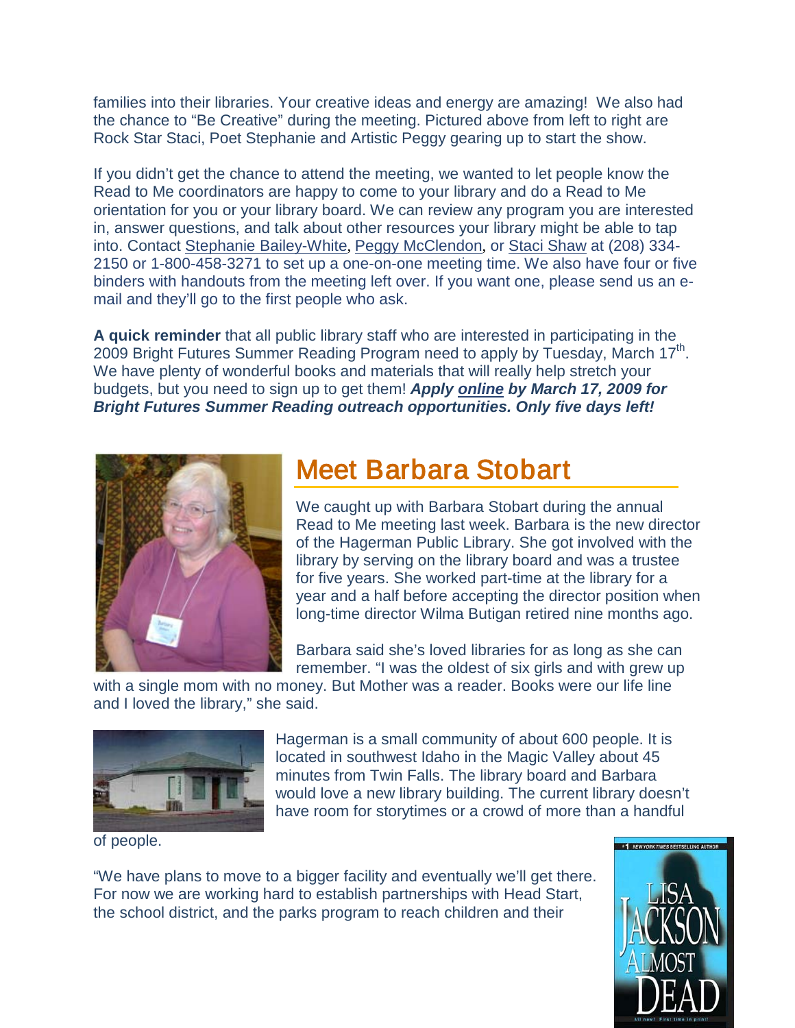families into their libraries. Your creative ideas and energy are amazing! We also had the chance to "Be Creative" during the meeting. Pictured above from left to right are Rock Star Staci, Poet Stephanie and Artistic Peggy gearing up to start the show.

If you didn't get the chance to attend the meeting, we wanted to let people know the Read to Me coordinators are happy to come to your library and do a Read to Me orientation for you or your library board. We can review any program you are interested in, answer questions, and talk about other resources your library might be able to tap into. Contact Stephanie Bailey-White, Peggy McClendon, or Staci Shaw at (208) 334-2150 or 1-800-458-3271 to set up a one-on-one meeting time. We also have four or five binders with handouts from the meeting left over. If you want one, please send us an e-mail and they'll go to the first people who ask.

**A quick reminder** that all public library staff who are interested in participating in the 2009 Bright Futures Summer Reading Program need to apply by Tuesday, March 17th. We have plenty of wonderful books and materials that will really help stretch your budgets, but you need to sign up to get them! ***Apply online by March 17, 2009 for Bright Futures Summer Reading outreach opportunities. Only five days left!***

## Meet Barbara Stobart

We caught up with Barbara Stobart during the annual Read to Me meeting last week. Barbara is the new director of the Hagerman Public Library. She got involved with the library by serving on the library board and was a trustee for five years. She worked part-time at the library for a year and a half before accepting the director position when long-time director Wilma Butigan retired nine months ago.

Barbara said she's loved libraries for as long as she can remember. "I was the oldest of six girls and with grew up with a single mom with no money. But Mother was a reader. Books were our life line and I loved the library," she said.

Hagerman is a small community of about 600 people. It is located in southwest Idaho in the Magic Valley about 45 minutes from Twin Falls. The library board and Barbara would love a new library building. The current library doesn't have room for storytimes or a crowd of more than a handful of people.

"We have plans to move to a bigger facility and eventually we'll get there. For now we are working hard to establish partnerships with Head Start, the school district, and the parks program to reach children and their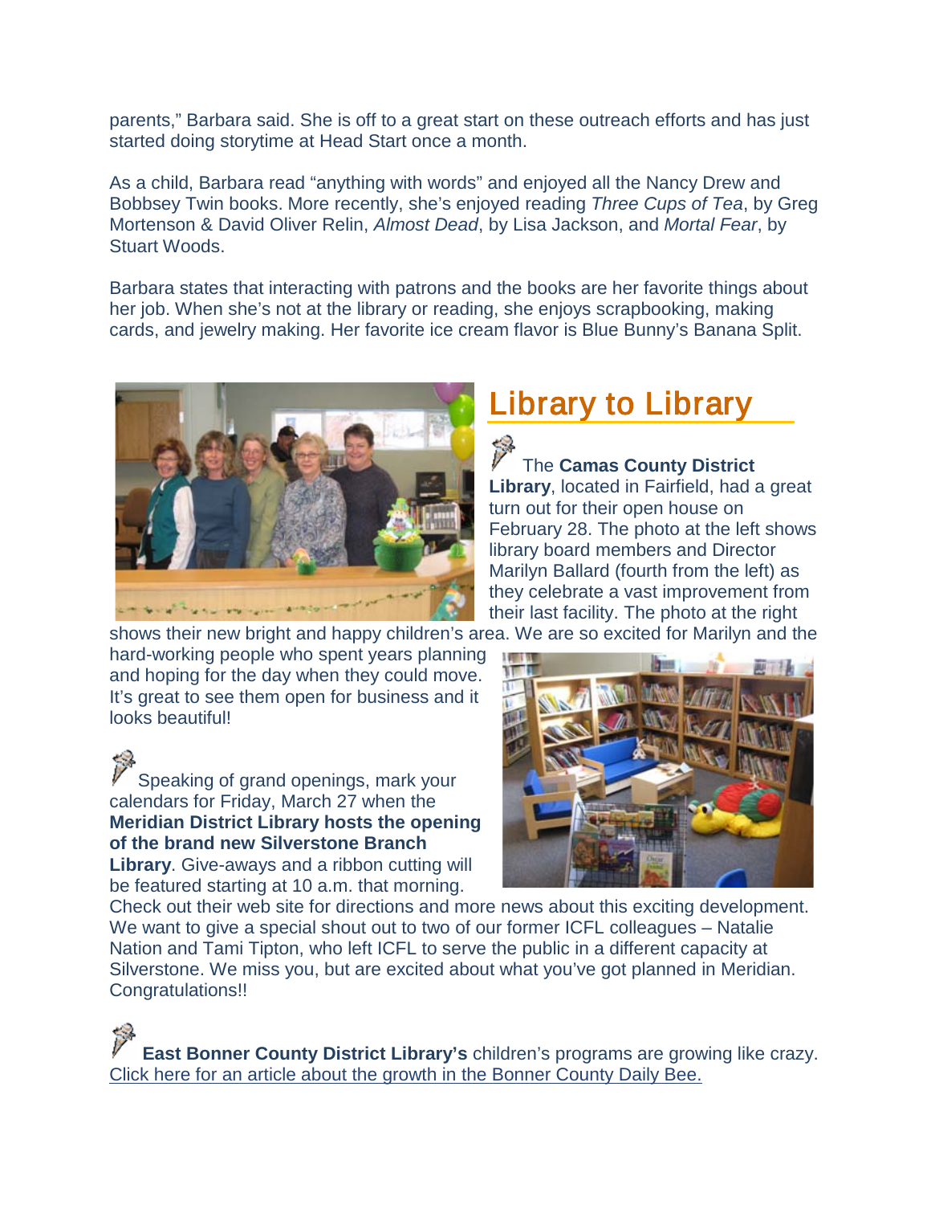parents," Barbara said. She is off to a great start on these outreach efforts and has just started doing storytime at Head Start once a month.

As a child, Barbara read "anything with words" and enjoyed all the Nancy Drew and Bobbsey Twin books. More recently, she's enjoyed reading *Three Cups of Tea*, by Greg Mortenson & David Oliver Relin, *Almost Dead*, by Lisa Jackson, and *Mortal Fear*, by Stuart Woods.

Barbara states that interacting with patrons and the books are her favorite things about her job. When she's not at the library or reading, she enjoys scrapbooking, making cards, and jewelry making. Her favorite ice cream flavor is Blue Bunny's Banana Split.

## Library to Library

The **Camas County District Library**, located in Fairfield, had a great turn out for their open house on February 28. The photo at the left shows library board members and Director Marilyn Ballard (fourth from the left) as they celebrate a vast improvement from their last facility. The photo at the right shows their new bright and happy children's area. We are so excited for Marilyn and the hard-working people who spent years planning and hoping for the day when they could move. It's great to see them open for business and it looks beautiful!

Speaking of grand openings, mark your calendars for Friday, March 27 when the **Meridian District Library hosts the opening of the brand new Silverstone Branch Library**. Give-aways and a ribbon cutting will be featured starting at 10 a.m. that morning. Check out their web site for directions and more news about this exciting development. We want to give a special shout out to two of our former ICFL colleagues – Natalie Nation and Tami Tipton, who left ICFL to serve the public in a different capacity at Silverstone. We miss you, but are excited about what you've got planned in Meridian. Congratulations!!

**East Bonner County District Library's** children's programs are growing like crazy. Click here for an article about the growth in the Bonner County Daily Bee.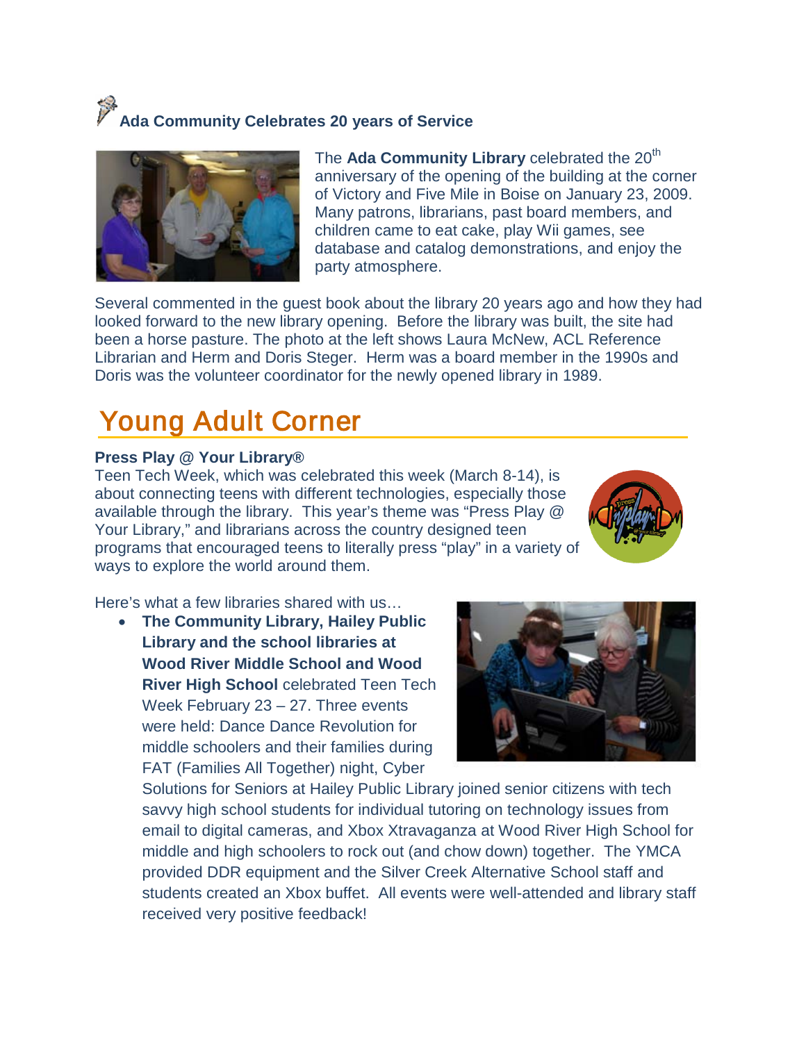### Ada Community Celebrates 20 years of Service

The **Ada Community Library** celebrated the 20th anniversary of the opening of the building at the corner of Victory and Five Mile in Boise on January 23, 2009. Many patrons, librarians, past board members, and children came to eat cake, play Wii games, see database and catalog demonstrations, and enjoy the party atmosphere.

Several commented in the guest book about the library 20 years ago and how they had looked forward to the new library opening. Before the library was built, the site had been a horse pasture. The photo at the left shows Laura McNew, ACL Reference Librarian and Herm and Doris Steger. Herm was a board member in the 1990s and Doris was the volunteer coordinator for the newly opened library in 1989.

## Young Adult Corner

**Press Play @ Your Library®**

Teen Tech Week, which was celebrated this week (March 8-14), is about connecting teens with different technologies, especially those available through the library. This year's theme was "Press Play @ Your Library," and librarians across the country designed teen programs that encouraged teens to literally press "play" in a variety of ways to explore the world around them.

Here's what a few libraries shared with us…

- **The Community Library, Hailey Public Library and the school libraries at Wood River Middle School and Wood River High School** celebrated Teen Tech Week February 23 – 27. Three events were held: Dance Dance Revolution for middle schoolers and their families during FAT (Families All Together) night, Cyber Solutions for Seniors at Hailey Public Library joined senior citizens with tech savvy high school students for individual tutoring on technology issues from email to digital cameras, and Xbox Xtravaganza at Wood River High School for middle and high schoolers to rock out (and chow down) together. The YMCA provided DDR equipment and the Silver Creek Alternative School staff and students created an Xbox buffet. All events were well-attended and library staff received very positive feedback!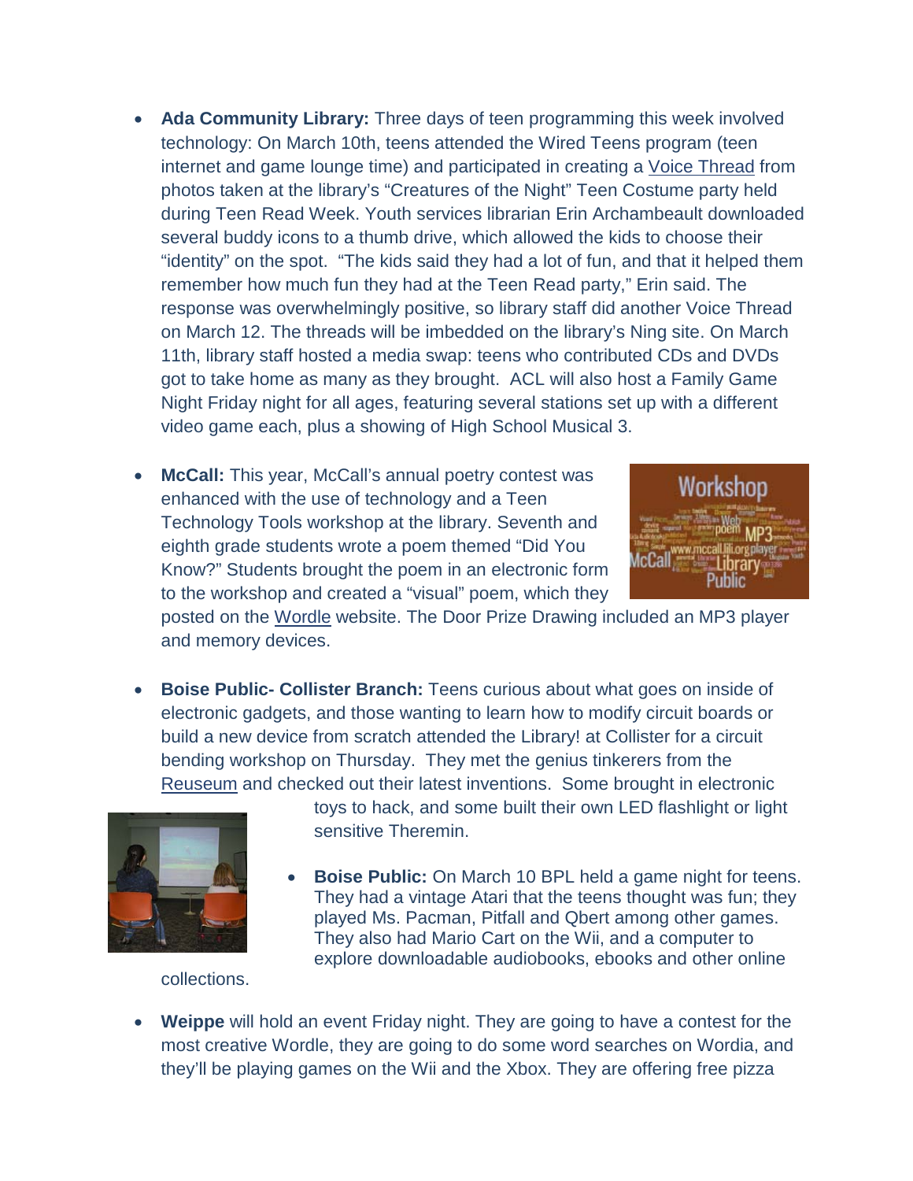- **Ada Community Library:** Three days of teen programming this week involved technology: On March 10th, teens attended the Wired Teens program (teen internet and game lounge time) and participated in creating a Voice Thread from photos taken at the library's "Creatures of the Night" Teen Costume party held during Teen Read Week. Youth services librarian Erin Archambeault downloaded several buddy icons to a thumb drive, which allowed the kids to choose their "identity" on the spot. "The kids said they had a lot of fun, and that it helped them remember how much fun they had at the Teen Read party," Erin said. The response was overwhelmingly positive, so library staff did another Voice Thread on March 12. The threads will be imbedded on the library's Ning site. On March 11th, library staff hosted a media swap: teens who contributed CDs and DVDs got to take home as many as they brought. ACL will also host a Family Game Night Friday night for all ages, featuring several stations set up with a different video game each, plus a showing of High School Musical 3.

- **McCall:** This year, McCall's annual poetry contest was enhanced with the use of technology and a Teen Technology Tools workshop at the library. Seventh and eighth grade students wrote a poem themed "Did You Know?" Students brought the poem in an electronic form to the workshop and created a "visual" poem, which they posted on the Wordle website. The Door Prize Drawing included an MP3 player and memory devices.

- **Boise Public- Collister Branch:** Teens curious about what goes on inside of electronic gadgets, and those wanting to learn how to modify circuit boards or build a new device from scratch attended the Library! at Collister for a circuit bending workshop on Thursday. They met the genius tinkerers from the Reuseum and checked out their latest inventions. Some brought in electronic toys to hack, and some built their own LED flashlight or light sensitive Theremin.

- **Boise Public:** On March 10 BPL held a game night for teens. They had a vintage Atari that the teens thought was fun; they played Ms. Pacman, Pitfall and Qbert among other games. They also had Mario Cart on the Wii, and a computer to explore downloadable audiobooks, ebooks and other online collections.

- **Weippe** will hold an event Friday night. They are going to have a contest for the most creative Wordle, they are going to do some word searches on Wordia, and they'll be playing games on the Wii and the Xbox. They are offering free pizza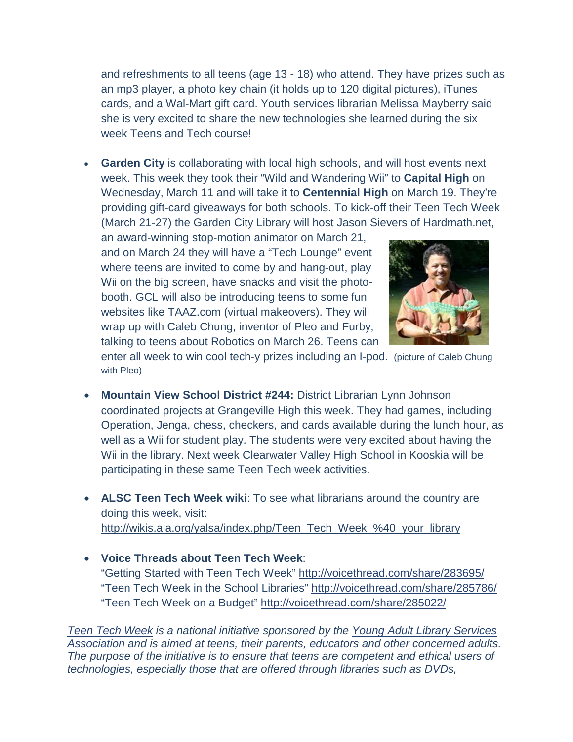and refreshments to all teens (age 13 - 18) who attend. They have prizes such as an mp3 player, a photo key chain (it holds up to 120 digital pictures), iTunes cards, and a Wal-Mart gift card. Youth services librarian Melissa Mayberry said she is very excited to share the new technologies she learned during the six week Teens and Tech course!

- **Garden City** is collaborating with local high schools, and will host events next week. This week they took their "Wild and Wandering Wii" to **Capital High** on Wednesday, March 11 and will take it to **Centennial High** on March 19. They're providing gift-card giveaways for both schools. To kick-off their Teen Tech Week (March 21-27) the Garden City Library will host Jason Sievers of Hardmath.net, an award-winning stop-motion animator on March 21, and on March 24 they will have a "Tech Lounge" event where teens are invited to come by and hang-out, play Wii on the big screen, have snacks and visit the photo-booth. GCL will also be introducing teens to some fun websites like TAAZ.com (virtual makeovers). They will wrap up with Caleb Chung, inventor of Pleo and Furby, talking to teens about Robotics on March 26. Teens can enter all week to win cool tech-y prizes including an I-pod. (picture of Caleb Chung with Pleo)

- **Mountain View School District #244:** District Librarian Lynn Johnson coordinated projects at Grangeville High this week. They had games, including Operation, Jenga, chess, checkers, and cards available during the lunch hour, as well as a Wii for student play. The students were very excited about having the Wii in the library. Next week Clearwater Valley High School in Kooskia will be participating in these same Teen Tech week activities.

- **ALSC Teen Tech Week wiki**: To see what librarians around the country are doing this week, visit: http://wikis.ala.org/yalsa/index.php/Teen_Tech_Week_%40_your_library

- **Voice Threads about Teen Tech Week**:
  "Getting Started with Teen Tech Week" http://voicethread.com/share/283695/
  "Teen Tech Week in the School Libraries" http://voicethread.com/share/285786/
  "Teen Tech Week on a Budget" http://voicethread.com/share/285022/

*Teen Tech Week is a national initiative sponsored by the Young Adult Library Services Association and is aimed at teens, their parents, educators and other concerned adults. The purpose of the initiative is to ensure that teens are competent and ethical users of technologies, especially those that are offered through libraries such as DVDs,*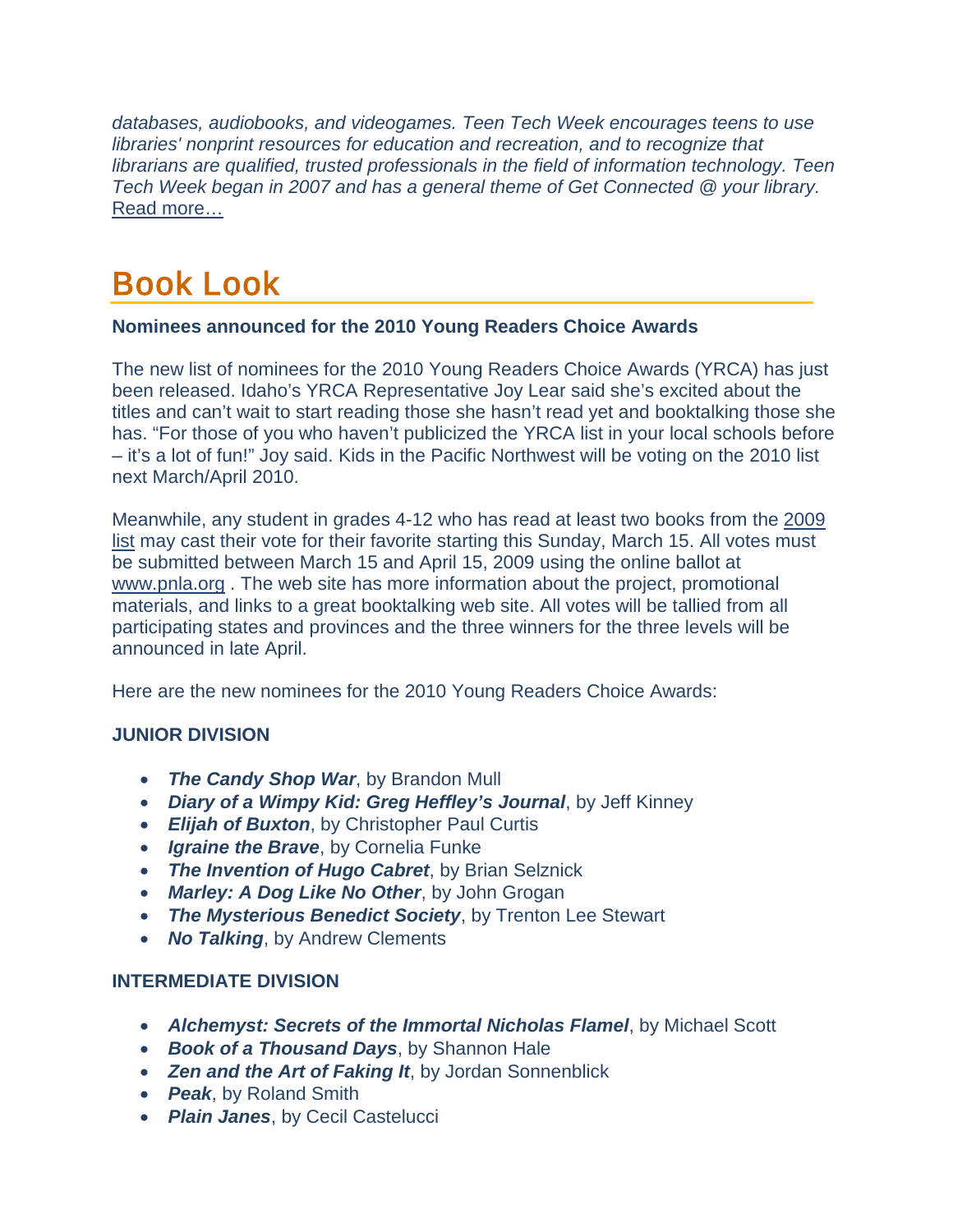*databases, audiobooks, and videogames. Teen Tech Week encourages teens to use libraries' nonprint resources for education and recreation, and to recognize that librarians are qualified, trusted professionals in the field of information technology. Teen Tech Week began in 2007 and has a general theme of Get Connected @ your library.* Read more…

# Book Look

**Nominees announced for the 2010 Young Readers Choice Awards**

The new list of nominees for the 2010 Young Readers Choice Awards (YRCA) has just been released. Idaho's YRCA Representative Joy Lear said she's excited about the titles and can't wait to start reading those she hasn't read yet and booktalking those she has. "For those of you who haven't publicized the YRCA list in your local schools before – it's a lot of fun!" Joy said. Kids in the Pacific Northwest will be voting on the 2010 list next March/April 2010.

Meanwhile, any student in grades 4-12 who has read at least two books from the 2009 list may cast their vote for their favorite starting this Sunday, March 15. All votes must be submitted between March 15 and April 15, 2009 using the online ballot at www.pnla.org . The web site has more information about the project, promotional materials, and links to a great booktalking web site. All votes will be tallied from all participating states and provinces and the three winners for the three levels will be announced in late April.

Here are the new nominees for the 2010 Young Readers Choice Awards:

**JUNIOR DIVISION**

- ***The Candy Shop War***, by Brandon Mull
- ***Diary of a Wimpy Kid: Greg Heffley's Journal***, by Jeff Kinney
- ***Elijah of Buxton***, by Christopher Paul Curtis
- ***Igraine the Brave***, by Cornelia Funke
- ***The Invention of Hugo Cabret***, by Brian Selznick
- ***Marley: A Dog Like No Other***, by John Grogan
- ***The Mysterious Benedict Society***, by Trenton Lee Stewart
- ***No Talking***, by Andrew Clements

**INTERMEDIATE DIVISION**

- ***Alchemyst: Secrets of the Immortal Nicholas Flamel***, by Michael Scott
- ***Book of a Thousand Days***, by Shannon Hale
- ***Zen and the Art of Faking It***, by Jordan Sonnenblick
- ***Peak***, by Roland Smith
- ***Plain Janes***, by Cecil Castelucci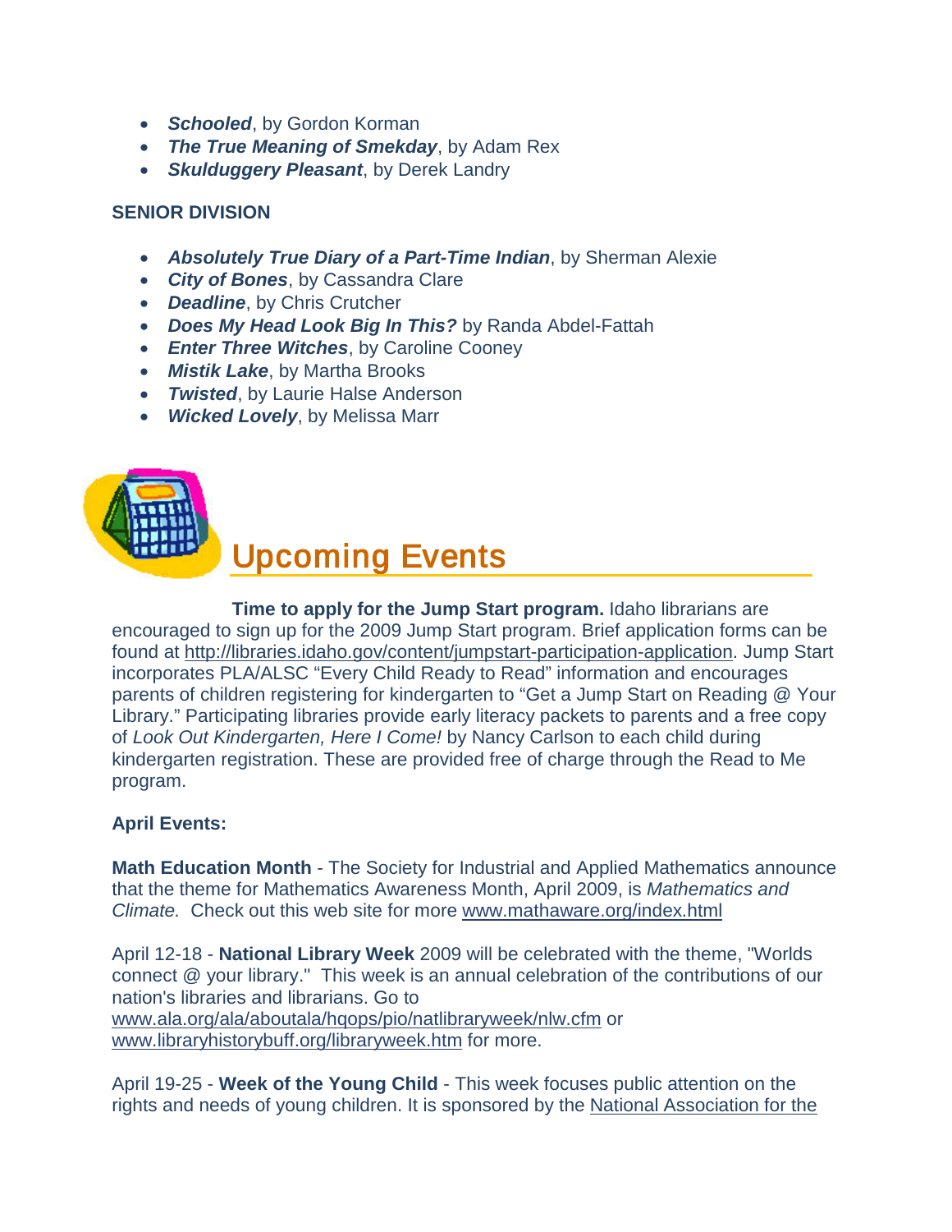- ***Schooled***, by Gordon Korman
- ***The True Meaning of Smekday***, by Adam Rex
- ***Skulduggery Pleasant***, by Derek Landry

**SENIOR DIVISION**

- ***Absolutely True Diary of a Part-Time Indian***, by Sherman Alexie
- ***City of Bones***, by Cassandra Clare
- ***Deadline***, by Chris Crutcher
- ***Does My Head Look Big In This?*** by Randa Abdel-Fattah
- ***Enter Three Witches***, by Caroline Cooney
- ***Mistik Lake***, by Martha Brooks
- ***Twisted***, by Laurie Halse Anderson
- ***Wicked Lovely***, by Melissa Marr

## Upcoming Events

**Time to apply for the Jump Start program.** Idaho librarians are encouraged to sign up for the 2009 Jump Start program. Brief application forms can be found at http://libraries.idaho.gov/content/jumpstart-participation-application. Jump Start incorporates PLA/ALSC "Every Child Ready to Read" information and encourages parents of children registering for kindergarten to "Get a Jump Start on Reading @ Your Library." Participating libraries provide early literacy packets to parents and a free copy of *Look Out Kindergarten, Here I Come!* by Nancy Carlson to each child during kindergarten registration. These are provided free of charge through the Read to Me program.

**April Events:**

**Math Education Month** - The Society for Industrial and Applied Mathematics announce that the theme for Mathematics Awareness Month, April 2009, is *Mathematics and Climate.* Check out this web site for more www.mathaware.org/index.html

April 12-18 - **National Library Week** 2009 will be celebrated with the theme, "Worlds connect @ your library." This week is an annual celebration of the contributions of our nation's libraries and librarians. Go to www.ala.org/ala/aboutala/hqops/pio/natlibraryweek/nlw.cfm or www.libraryhistorybuff.org/libraryweek.htm for more.

April 19-25 - **Week of the Young Child** - This week focuses public attention on the rights and needs of young children. It is sponsored by the National Association for the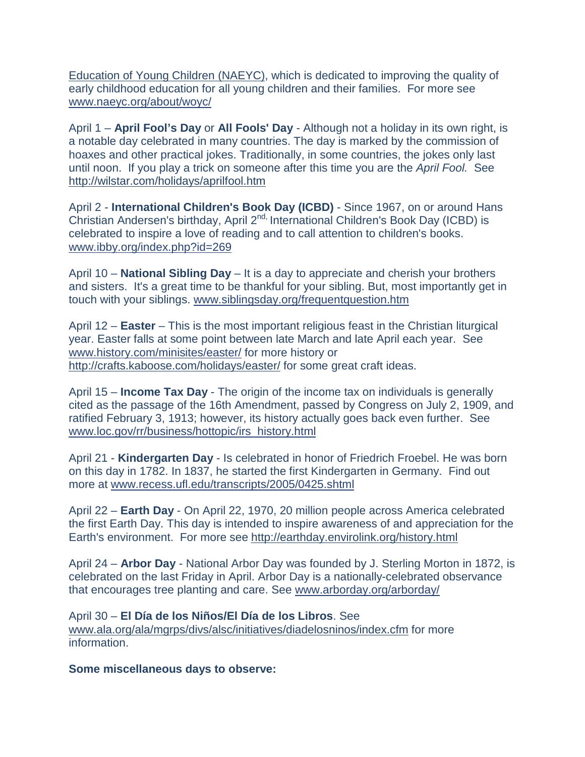Education of Young Children (NAEYC), which is dedicated to improving the quality of early childhood education for all young children and their families.  For more see www.naeyc.org/about/woyc/

April 1 – **April Fool's Day** or **All Fools' Day** - Although not a holiday in its own right, is a notable day celebrated in many countries. The day is marked by the commission of hoaxes and other practical jokes. Traditionally, in some countries, the jokes only last until noon.  If you play a trick on someone after this time you are the *April Fool.*  See http://wilstar.com/holidays/aprilfool.htm

April 2 - **International Children's Book Day (ICBD)** - Since 1967, on or around Hans Christian Andersen's birthday, April 2nd, International Children's Book Day (ICBD) is celebrated to inspire a love of reading and to call attention to children's books. www.ibby.org/index.php?id=269

April 10 – **National Sibling Day** – It is a day to appreciate and cherish your brothers and sisters.  It's a great time to be thankful for your sibling. But, most importantly get in touch with your siblings. www.siblingsday.org/frequentquestion.htm

April 12 – **Easter** – This is the most important religious feast in the Christian liturgical year. Easter falls at some point between late March and late April each year.  See www.history.com/minisites/easter/ for more history or http://crafts.kaboose.com/holidays/easter/ for some great craft ideas.

April 15 – **Income Tax Day** - The origin of the income tax on individuals is generally cited as the passage of the 16th Amendment, passed by Congress on July 2, 1909, and ratified February 3, 1913; however, its history actually goes back even further.  See www.loc.gov/rr/business/hottopic/irs_history.html

April 21 - **Kindergarten Day** - Is celebrated in honor of Friedrich Froebel. He was born on this day in 1782. In 1837, he started the first Kindergarten in Germany.  Find out more at www.recess.ufl.edu/transcripts/2005/0425.shtml

April 22 – **Earth Day** - On April 22, 1970, 20 million people across America celebrated the first Earth Day. This day is intended to inspire awareness of and appreciation for the Earth's environment.  For more see http://earthday.envirolink.org/history.html

April 24 – **Arbor Day** - National Arbor Day was founded by J. Sterling Morton in 1872, is celebrated on the last Friday in April. Arbor Day is a nationally-celebrated observance that encourages tree planting and care. See www.arborday.org/arborday/

April 30 – **El Día de los Niños/El Día de los Libros**. See www.ala.org/ala/mgrps/divs/alsc/initiatives/diadelosninos/index.cfm for more information.

**Some miscellaneous days to observe:**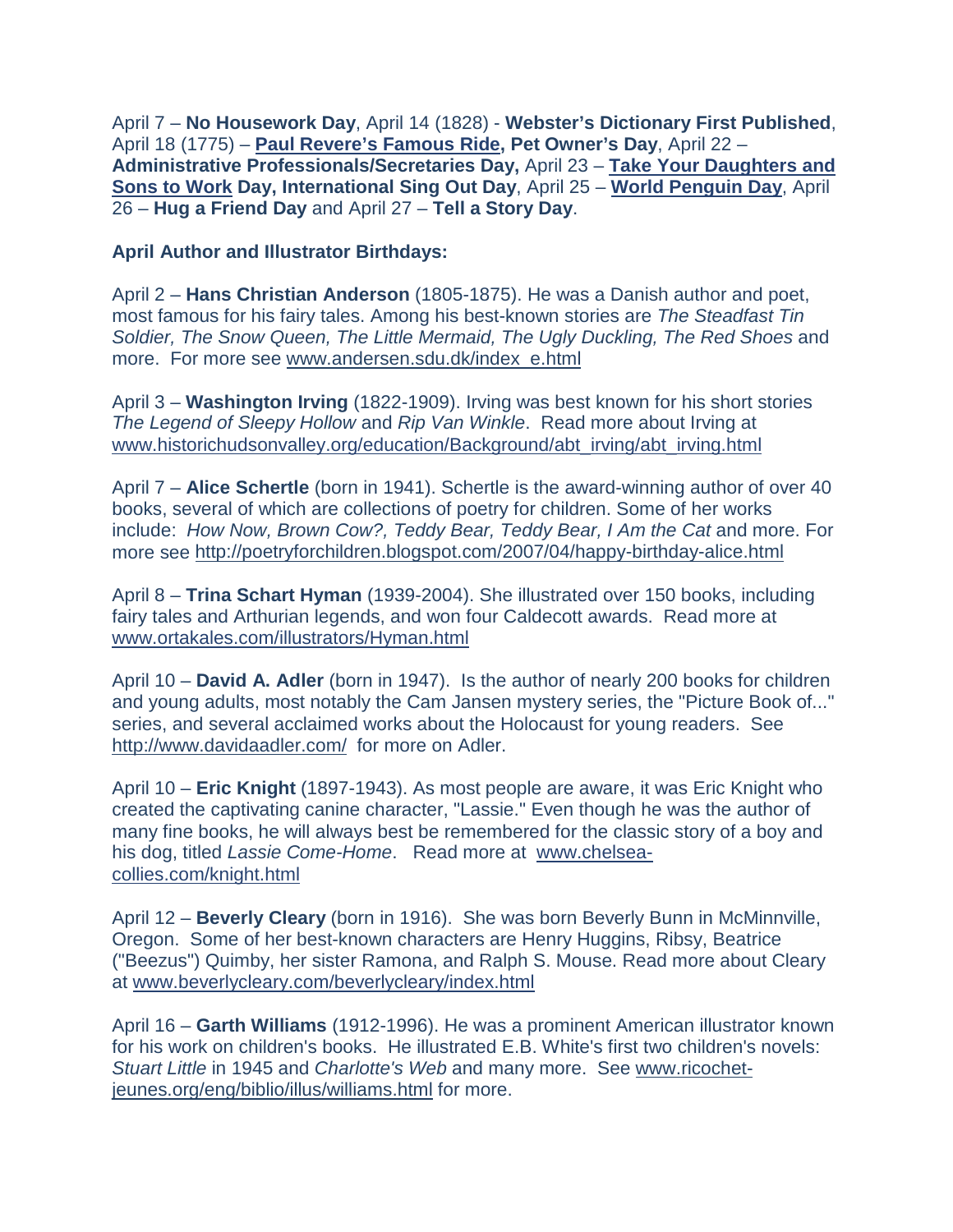April 7 – **No Housework Day**, April 14 (1828) - **Webster's Dictionary First Published**, April 18 (1775) – **Paul Revere's Famous Ride, Pet Owner's Day**, April 22 – **Administrative Professionals/Secretaries Day,** April 23 – **Take Your Daughters and Sons to Work Day, International Sing Out Day**, April 25 – **World Penguin Day**, April 26 – **Hug a Friend Day** and April 27 – **Tell a Story Day**.

**April Author and Illustrator Birthdays:**

April 2 – **Hans Christian Anderson** (1805-1875). He was a Danish author and poet, most famous for his fairy tales. Among his best-known stories are *The Steadfast Tin Soldier, The Snow Queen, The Little Mermaid, The Ugly Duckling, The Red Shoes* and more. For more see www.andersen.sdu.dk/index_e.html

April 3 – **Washington Irving** (1822-1909). Irving was best known for his short stories *The Legend of Sleepy Hollow* and *Rip Van Winkle*. Read more about Irving at www.historichudsonvalley.org/education/Background/abt_irving/abt_irving.html

April 7 – **Alice Schertle** (born in 1941). Schertle is the award-winning author of over 40 books, several of which are collections of poetry for children. Some of her works include: *How Now, Brown Cow?, Teddy Bear, Teddy Bear, I Am the Cat* and more. For more see http://poetryforchildren.blogspot.com/2007/04/happy-birthday-alice.html

April 8 – **Trina Schart Hyman** (1939-2004). She illustrated over 150 books, including fairy tales and Arthurian legends, and won four Caldecott awards. Read more at www.ortakales.com/illustrators/Hyman.html

April 10 – **David A. Adler** (born in 1947). Is the author of nearly 200 books for children and young adults, most notably the Cam Jansen mystery series, the "Picture Book of..." series, and several acclaimed works about the Holocaust for young readers. See http://www.davidaadler.com/ for more on Adler.

April 10 – **Eric Knight** (1897-1943). As most people are aware, it was Eric Knight who created the captivating canine character, "Lassie." Even though he was the author of many fine books, he will always best be remembered for the classic story of a boy and his dog, titled *Lassie Come-Home*. Read more at www.chelsea-collies.com/knight.html

April 12 – **Beverly Cleary** (born in 1916). She was born Beverly Bunn in McMinnville, Oregon. Some of her best-known characters are Henry Huggins, Ribsy, Beatrice ("Beezus") Quimby, her sister Ramona, and Ralph S. Mouse. Read more about Cleary at www.beverlycleary.com/beverlycleary/index.html

April 16 – **Garth Williams** (1912-1996). He was a prominent American illustrator known for his work on children's books. He illustrated E.B. White's first two children's novels: *Stuart Little* in 1945 and *Charlotte's Web* and many more. See www.ricochet-jeunes.org/eng/biblio/illus/williams.html for more.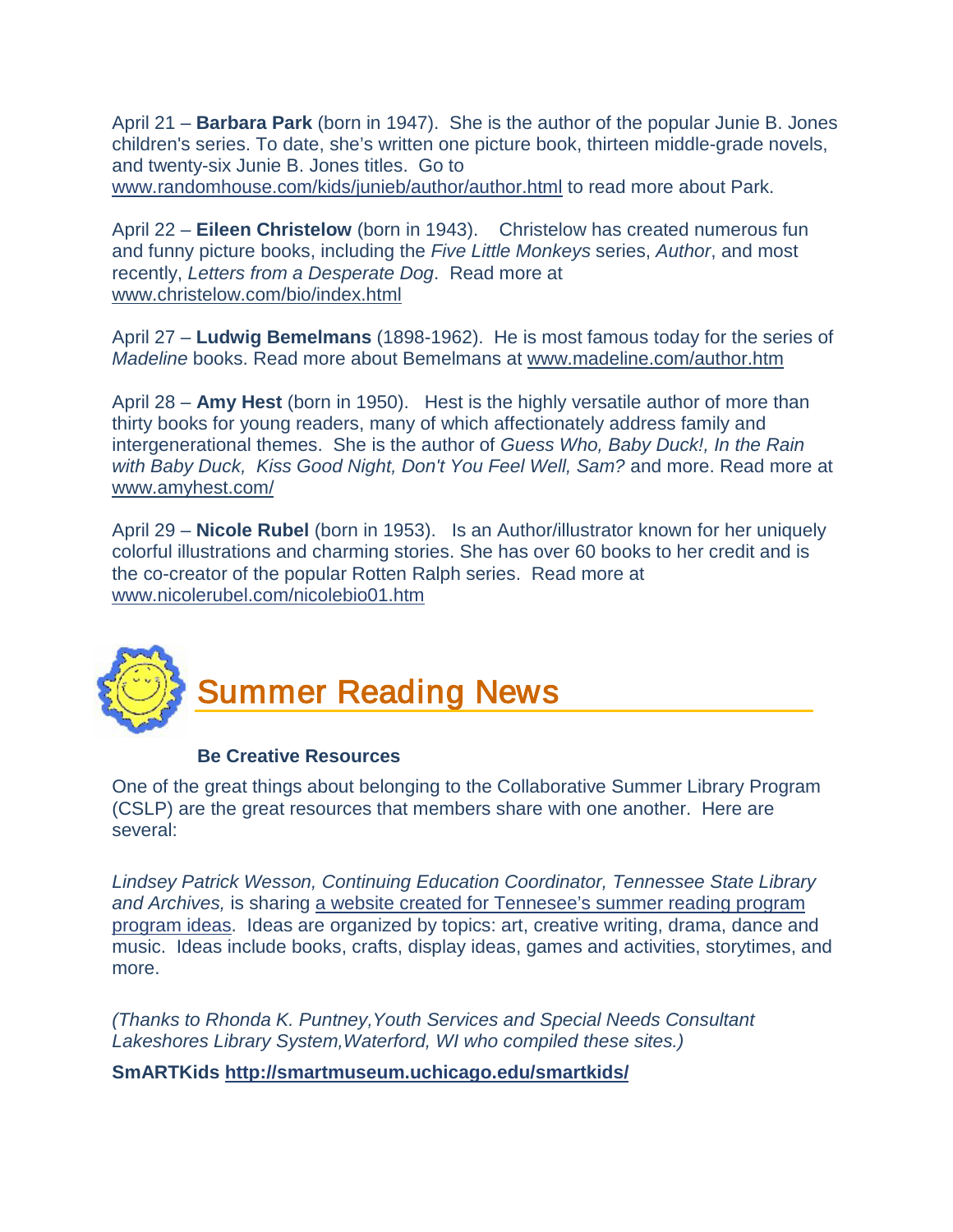April 21 – **Barbara Park** (born in 1947). She is the author of the popular Junie B. Jones children's series. To date, she's written one picture book, thirteen middle-grade novels, and twenty-six Junie B. Jones titles. Go to www.randomhouse.com/kids/junieb/author/author.html to read more about Park.

April 22 – **Eileen Christelow** (born in 1943). Christelow has created numerous fun and funny picture books, including the *Five Little Monkeys* series, *Author*, and most recently, *Letters from a Desperate Dog*. Read more at www.christelow.com/bio/index.html

April 27 – **Ludwig Bemelmans** (1898-1962). He is most famous today for the series of *Madeline* books. Read more about Bemelmans at www.madeline.com/author.htm

April 28 – **Amy Hest** (born in 1950). Hest is the highly versatile author of more than thirty books for young readers, many of which affectionately address family and intergenerational themes. She is the author of *Guess Who, Baby Duck!, In the Rain with Baby Duck, Kiss Good Night, Don't You Feel Well, Sam?* and more. Read more at www.amyhest.com/

April 29 – **Nicole Rubel** (born in 1953). Is an Author/illustrator known for her uniquely colorful illustrations and charming stories. She has over 60 books to her credit and is the co-creator of the popular Rotten Ralph series. Read more at www.nicolerubel.com/nicolebio01.htm

## Summer Reading News

### Be Creative Resources

One of the great things about belonging to the Collaborative Summer Library Program (CSLP) are the great resources that members share with one another. Here are several:

*Lindsey Patrick Wesson, Continuing Education Coordinator, Tennessee State Library and Archives,* is sharing a website created for Tennesee's summer reading program program ideas. Ideas are organized by topics: art, creative writing, drama, dance and music. Ideas include books, crafts, display ideas, games and activities, storytimes, and more.

*(Thanks to Rhonda K. Puntney,Youth Services and Special Needs Consultant Lakeshores Library System,Waterford, WI who compiled these sites.)*

**SmARTKids http://smartmuseum.uchicago.edu/smartkids/**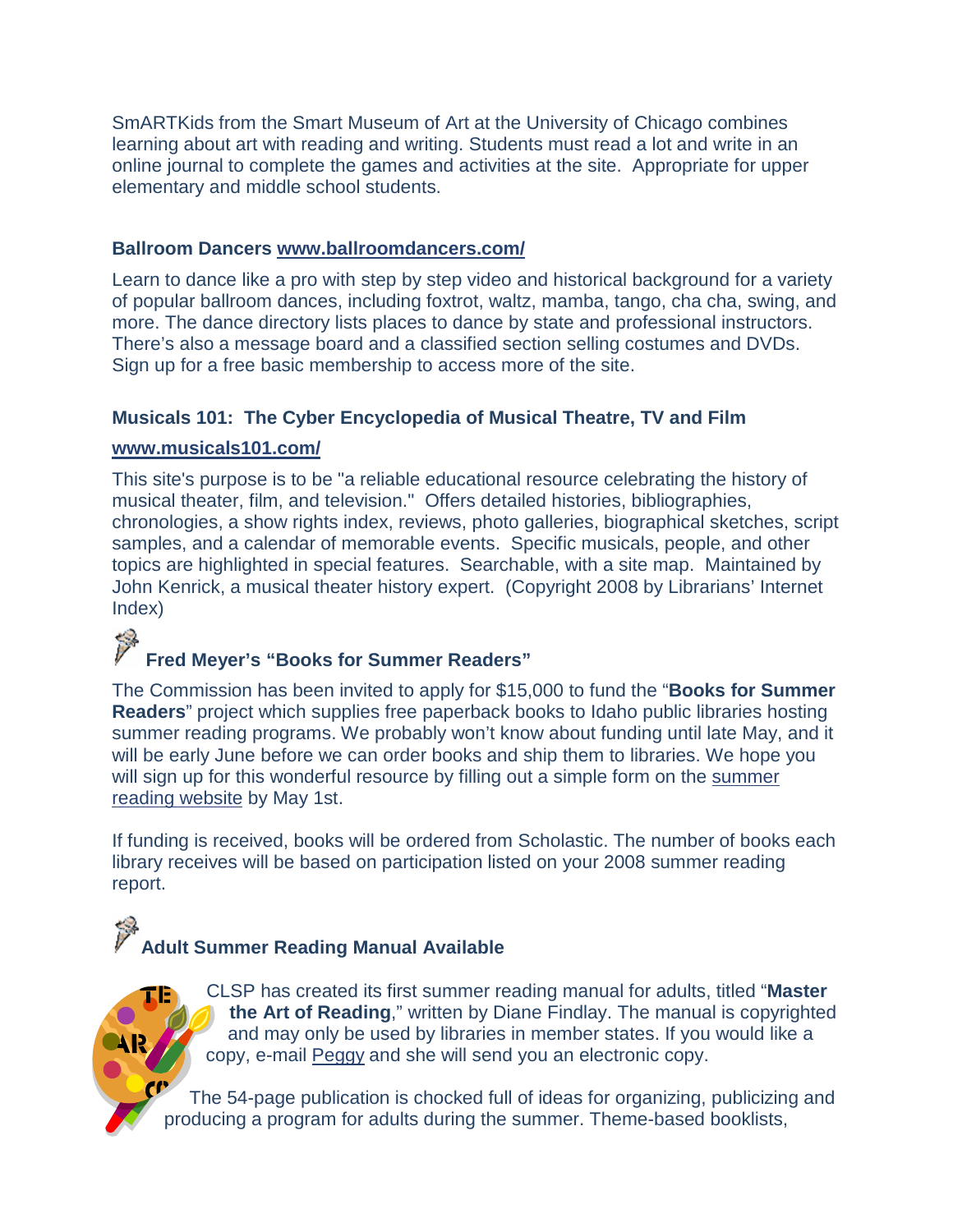SmARTKids from the Smart Museum of Art at the University of Chicago combines learning about art with reading and writing. Students must read a lot and write in an online journal to complete the games and activities at the site. Appropriate for upper elementary and middle school students.

**Ballroom Dancers www.ballroomdancers.com/**

Learn to dance like a pro with step by step video and historical background for a variety of popular ballroom dances, including foxtrot, waltz, mamba, tango, cha cha, swing, and more. The dance directory lists places to dance by state and professional instructors. There's also a message board and a classified section selling costumes and DVDs. Sign up for a free basic membership to access more of the site.

**Musicals 101: The Cyber Encyclopedia of Musical Theatre, TV and Film**

**www.musicals101.com/**

This site's purpose is to be "a reliable educational resource celebrating the history of musical theater, film, and television." Offers detailed histories, bibliographies, chronologies, a show rights index, reviews, photo galleries, biographical sketches, script samples, and a calendar of memorable events. Specific musicals, people, and other topics are highlighted in special features. Searchable, with a site map. Maintained by John Kenrick, a musical theater history expert. (Copyright 2008 by Librarians' Internet Index)

### Fred Meyer's "Books for Summer Readers"

The Commission has been invited to apply for $15,000 to fund the "**Books for Summer Readers**" project which supplies free paperback books to Idaho public libraries hosting summer reading programs. We probably won't know about funding until late May, and it will be early June before we can order books and ship them to libraries. We hope you will sign up for this wonderful resource by filling out a simple form on the summer reading website by May 1st.

If funding is received, books will be ordered from Scholastic. The number of books each library receives will be based on participation listed on your 2008 summer reading report.

### Adult Summer Reading Manual Available

CLSP has created its first summer reading manual for adults, titled "**Master the Art of Reading**," written by Diane Findlay. The manual is copyrighted and may only be used by libraries in member states. If you would like a copy, e-mail Peggy and she will send you an electronic copy.

The 54-page publication is chocked full of ideas for organizing, publicizing and producing a program for adults during the summer. Theme-based booklists,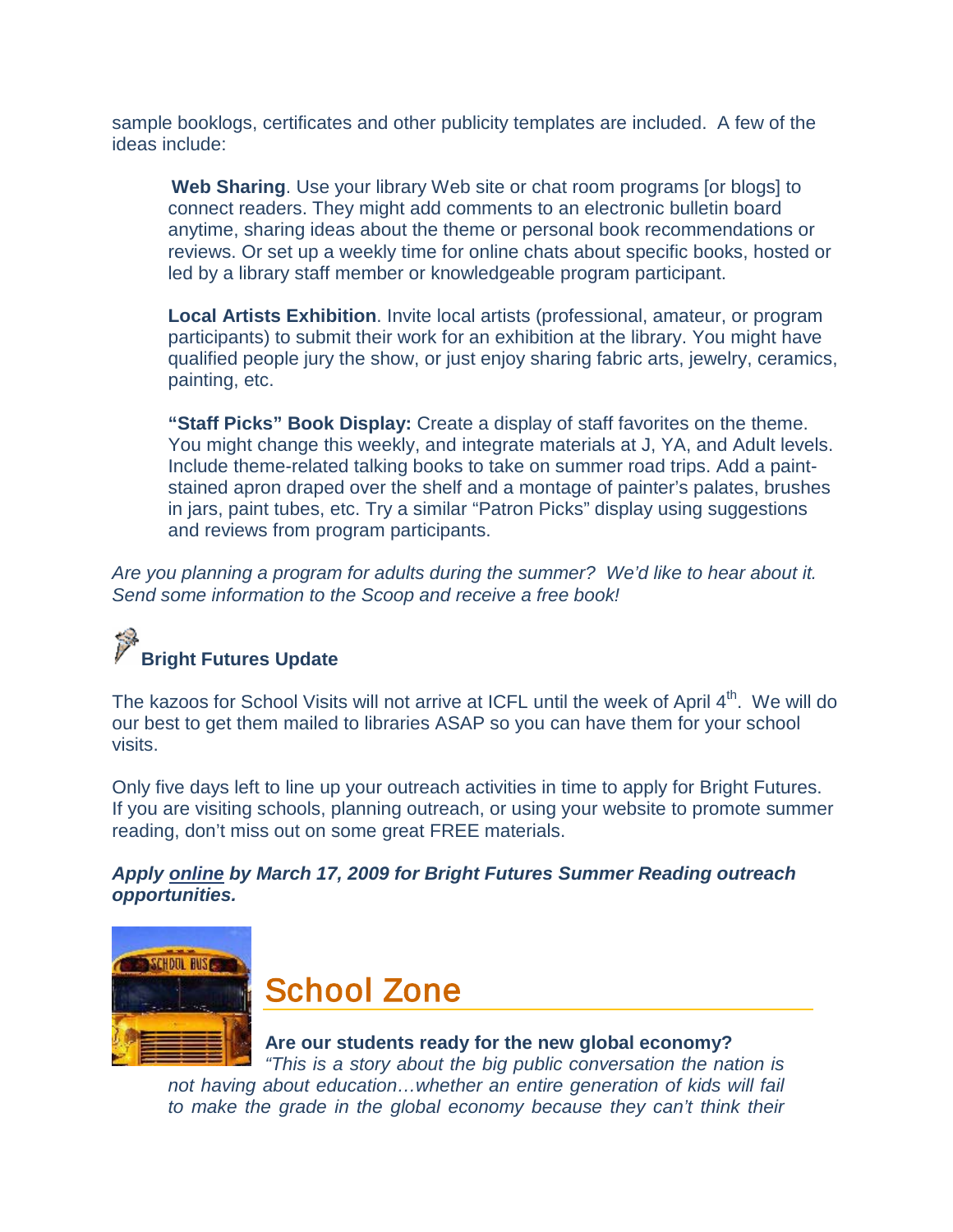sample booklogs, certificates and other publicity templates are included. A few of the ideas include:

> **Web Sharing**. Use your library Web site or chat room programs [or blogs] to connect readers. They might add comments to an electronic bulletin board anytime, sharing ideas about the theme or personal book recommendations or reviews. Or set up a weekly time for online chats about specific books, hosted or led by a library staff member or knowledgeable program participant.
>
> **Local Artists Exhibition**. Invite local artists (professional, amateur, or program participants) to submit their work for an exhibition at the library. You might have qualified people jury the show, or just enjoy sharing fabric arts, jewelry, ceramics, painting, etc.
>
> **"Staff Picks" Book Display:** Create a display of staff favorites on the theme. You might change this weekly, and integrate materials at J, YA, and Adult levels. Include theme-related talking books to take on summer road trips. Add a paint-stained apron draped over the shelf and a montage of painter's palates, brushes in jars, paint tubes, etc. Try a similar "Patron Picks" display using suggestions and reviews from program participants.

*Are you planning a program for adults during the summer? We'd like to hear about it. Send some information to the Scoop and receive a free book!*

### Bright Futures Update

The kazoos for School Visits will not arrive at ICFL until the week of April 4th. We will do our best to get them mailed to libraries ASAP so you can have them for your school visits.

Only five days left to line up your outreach activities in time to apply for Bright Futures. If you are visiting schools, planning outreach, or using your website to promote summer reading, don't miss out on some great FREE materials.

***Apply online by March 17, 2009 for Bright Futures Summer Reading outreach opportunities.***

## School Zone

**Are our students ready for the new global economy?**

*"This is a story about the big public conversation the nation is not having about education…whether an entire generation of kids will fail to make the grade in the global economy because they can't think their*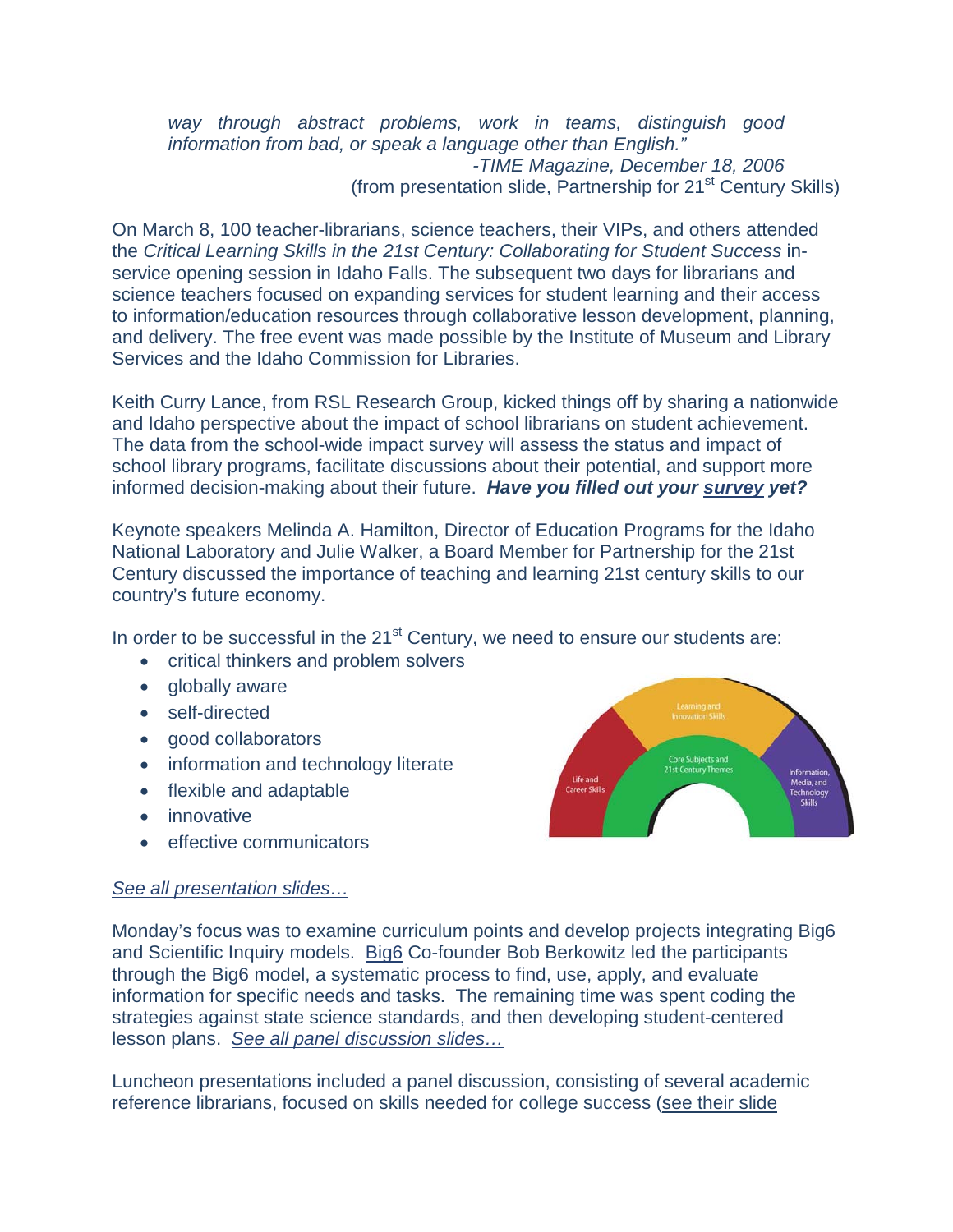*way through abstract problems, work in teams, distinguish good information from bad, or speak a language other than English."*
*-TIME Magazine, December 18, 2006*
(from presentation slide, Partnership for 21st Century Skills)

On March 8, 100 teacher-librarians, science teachers, their VIPs, and others attended the *Critical Learning Skills in the 21st Century: Collaborating for Student Success* in-service opening session in Idaho Falls. The subsequent two days for librarians and science teachers focused on expanding services for student learning and their access to information/education resources through collaborative lesson development, planning, and delivery. The free event was made possible by the Institute of Museum and Library Services and the Idaho Commission for Libraries.

Keith Curry Lance, from RSL Research Group, kicked things off by sharing a nationwide and Idaho perspective about the impact of school librarians on student achievement. The data from the school-wide impact survey will assess the status and impact of school library programs, facilitate discussions about their potential, and support more informed decision-making about their future. ***Have you filled out your survey yet?***

Keynote speakers Melinda A. Hamilton, Director of Education Programs for the Idaho National Laboratory and Julie Walker, a Board Member for Partnership for the 21st Century discussed the importance of teaching and learning 21st century skills to our country's future economy.

In order to be successful in the 21st Century, we need to ensure our students are:

- critical thinkers and problem solvers
- globally aware
- self-directed
- good collaborators
- information and technology literate
- flexible and adaptable
- innovative
- effective communicators

*See all presentation slides…*

Monday's focus was to examine curriculum points and develop projects integrating Big6 and Scientific Inquiry models. Big6 Co-founder Bob Berkowitz led the participants through the Big6 model, a systematic process to find, use, apply, and evaluate information for specific needs and tasks. The remaining time was spent coding the strategies against state science standards, and then developing student-centered lesson plans. *See all panel discussion slides…*

Luncheon presentations included a panel discussion, consisting of several academic reference librarians, focused on skills needed for college success (see their slide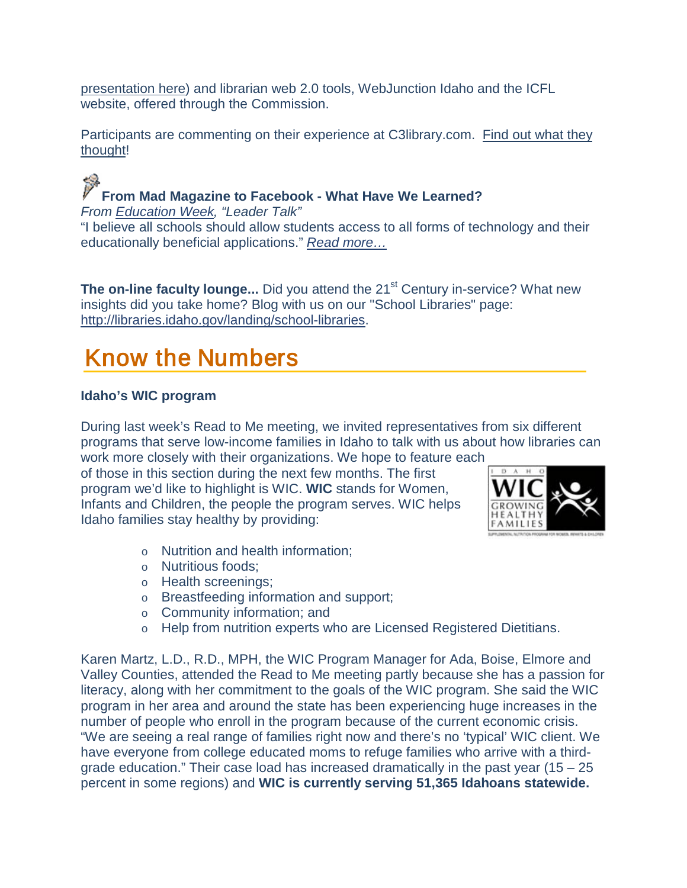presentation here) and librarian web 2.0 tools, WebJunction Idaho and the ICFL website, offered through the Commission.

Participants are commenting on their experience at C3library.com. Find out what they thought!

**From Mad Magazine to Facebook - What Have We Learned?**
*From Education Week, "Leader Talk"*
"I believe all schools should allow students access to all forms of technology and their educationally beneficial applications." *Read more…*

**The on-line faculty lounge...** Did you attend the 21st Century in-service? What new insights did you take home? Blog with us on our "School Libraries" page: http://libraries.idaho.gov/landing/school-libraries.

## Know the Numbers

**Idaho's WIC program**

During last week's Read to Me meeting, we invited representatives from six different programs that serve low-income families in Idaho to talk with us about how libraries can work more closely with their organizations. We hope to feature each of those in this section during the next few months. The first program we'd like to highlight is WIC. **WIC** stands for Women, Infants and Children, the people the program serves. WIC helps Idaho families stay healthy by providing:

- Nutrition and health information;
- Nutritious foods;
- Health screenings;
- Breastfeeding information and support;
- Community information; and
- Help from nutrition experts who are Licensed Registered Dietitians.

Karen Martz, L.D., R.D., MPH, the WIC Program Manager for Ada, Boise, Elmore and Valley Counties, attended the Read to Me meeting partly because she has a passion for literacy, along with her commitment to the goals of the WIC program. She said the WIC program in her area and around the state has been experiencing huge increases in the number of people who enroll in the program because of the current economic crisis. "We are seeing a real range of families right now and there's no 'typical' WIC client. We have everyone from college educated moms to refuge families who arrive with a third-grade education." Their case load has increased dramatically in the past year (15 – 25 percent in some regions) and **WIC is currently serving 51,365 Idahoans statewide.**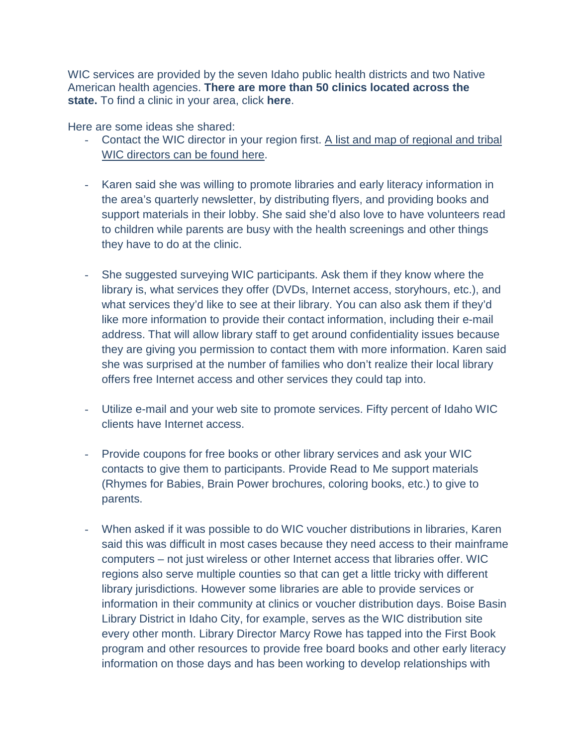WIC services are provided by the seven Idaho public health districts and two Native American health agencies. **There are more than 50 clinics located across the state.** To find a clinic in your area, click **here**.

Here are some ideas she shared:

- Contact the WIC director in your region first. A list and map of regional and tribal WIC directors can be found here.

- Karen said she was willing to promote libraries and early literacy information in the area's quarterly newsletter, by distributing flyers, and providing books and support materials in their lobby. She said she'd also love to have volunteers read to children while parents are busy with the health screenings and other things they have to do at the clinic.

- She suggested surveying WIC participants. Ask them if they know where the library is, what services they offer (DVDs, Internet access, storyhours, etc.), and what services they'd like to see at their library. You can also ask them if they'd like more information to provide their contact information, including their e-mail address. That will allow library staff to get around confidentiality issues because they are giving you permission to contact them with more information. Karen said she was surprised at the number of families who don't realize their local library offers free Internet access and other services they could tap into.

- Utilize e-mail and your web site to promote services. Fifty percent of Idaho WIC clients have Internet access.

- Provide coupons for free books or other library services and ask your WIC contacts to give them to participants. Provide Read to Me support materials (Rhymes for Babies, Brain Power brochures, coloring books, etc.) to give to parents.

- When asked if it was possible to do WIC voucher distributions in libraries, Karen said this was difficult in most cases because they need access to their mainframe computers – not just wireless or other Internet access that libraries offer. WIC regions also serve multiple counties so that can get a little tricky with different library jurisdictions. However some libraries are able to provide services or information in their community at clinics or voucher distribution days. Boise Basin Library District in Idaho City, for example, serves as the WIC distribution site every other month. Library Director Marcy Rowe has tapped into the First Book program and other resources to provide free board books and other early literacy information on those days and has been working to develop relationships with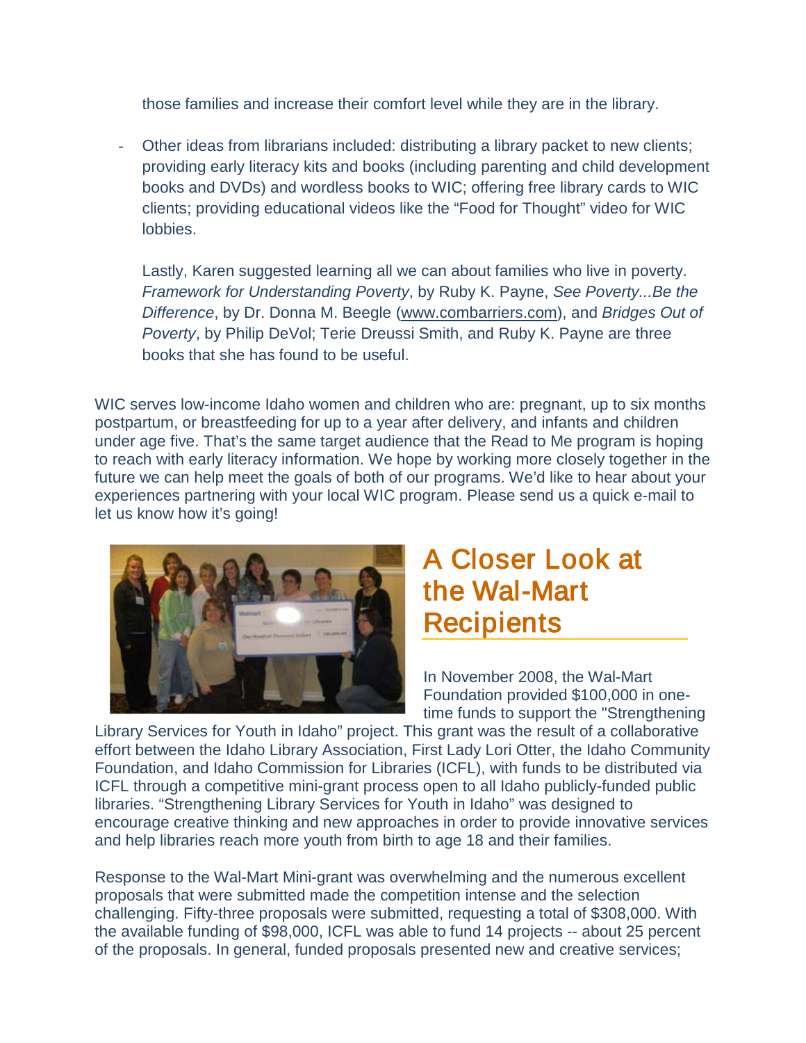those families and increase their comfort level while they are in the library.

- Other ideas from librarians included: distributing a library packet to new clients; providing early literacy kits and books (including parenting and child development books and DVDs) and wordless books to WIC; offering free library cards to WIC clients; providing educational videos like the "Food for Thought" video for WIC lobbies.

  Lastly, Karen suggested learning all we can about families who live in poverty. *Framework for Understanding Poverty*, by Ruby K. Payne, *See Poverty...Be the Difference*, by Dr. Donna M. Beegle (www.combarriers.com), and *Bridges Out of Poverty*, by Philip DeVol; Terie Dreussi Smith, and Ruby K. Payne are three books that she has found to be useful.

WIC serves low-income Idaho women and children who are: pregnant, up to six months postpartum, or breastfeeding for up to a year after delivery, and infants and children under age five. That's the same target audience that the Read to Me program is hoping to reach with early literacy information. We hope by working more closely together in the future we can help meet the goals of both of our programs. We'd like to hear about your experiences partnering with your local WIC program. Please send us a quick e-mail to let us know how it's going!

## A Closer Look at the Wal-Mart Recipients

In November 2008, the Wal-Mart Foundation provided $100,000 in one-time funds to support the "Strengthening Library Services for Youth in Idaho" project. This grant was the result of a collaborative effort between the Idaho Library Association, First Lady Lori Otter, the Idaho Community Foundation, and Idaho Commission for Libraries (ICFL), with funds to be distributed via ICFL through a competitive mini-grant process open to all Idaho publicly-funded public libraries. "Strengthening Library Services for Youth in Idaho" was designed to encourage creative thinking and new approaches in order to provide innovative services and help libraries reach more youth from birth to age 18 and their families.

Response to the Wal-Mart Mini-grant was overwhelming and the numerous excellent proposals that were submitted made the competition intense and the selection challenging. Fifty-three proposals were submitted, requesting a total of $308,000. With the available funding of $98,000, ICFL was able to fund 14 projects -- about 25 percent of the proposals. In general, funded proposals presented new and creative services;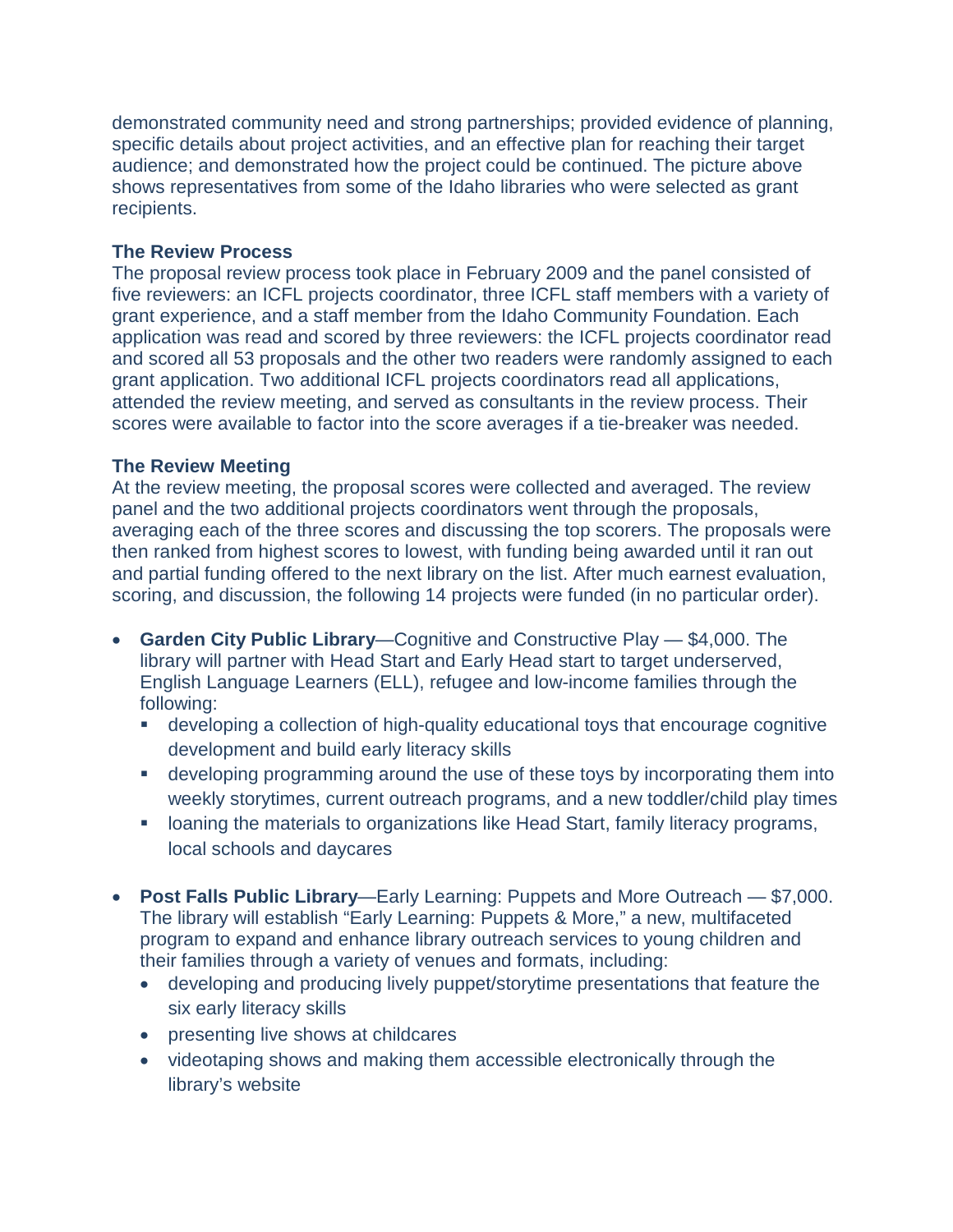demonstrated community need and strong partnerships; provided evidence of planning, specific details about project activities, and an effective plan for reaching their target audience; and demonstrated how the project could be continued. The picture above shows representatives from some of the Idaho libraries who were selected as grant recipients.

**The Review Process**

The proposal review process took place in February 2009 and the panel consisted of five reviewers: an ICFL projects coordinator, three ICFL staff members with a variety of grant experience, and a staff member from the Idaho Community Foundation. Each application was read and scored by three reviewers: the ICFL projects coordinator read and scored all 53 proposals and the other two readers were randomly assigned to each grant application. Two additional ICFL projects coordinators read all applications, attended the review meeting, and served as consultants in the review process. Their scores were available to factor into the score averages if a tie-breaker was needed.

**The Review Meeting**

At the review meeting, the proposal scores were collected and averaged. The review panel and the two additional projects coordinators went through the proposals, averaging each of the three scores and discussing the top scorers. The proposals were then ranked from highest scores to lowest, with funding being awarded until it ran out and partial funding offered to the next library on the list. After much earnest evaluation, scoring, and discussion, the following 14 projects were funded (in no particular order).

- **Garden City Public Library**—Cognitive and Constructive Play — $4,000. The library will partner with Head Start and Early Head start to target underserved, English Language Learners (ELL), refugee and low-income families through the following:
  - developing a collection of high-quality educational toys that encourage cognitive development and build early literacy skills
  - developing programming around the use of these toys by incorporating them into weekly storytimes, current outreach programs, and a new toddler/child play times
  - loaning the materials to organizations like Head Start, family literacy programs, local schools and daycares

- **Post Falls Public Library**—Early Learning: Puppets and More Outreach — $7,000. The library will establish "Early Learning: Puppets & More," a new, multifaceted program to expand and enhance library outreach services to young children and their families through a variety of venues and formats, including:
  - developing and producing lively puppet/storytime presentations that feature the six early literacy skills
  - presenting live shows at childcares
  - videotaping shows and making them accessible electronically through the library's website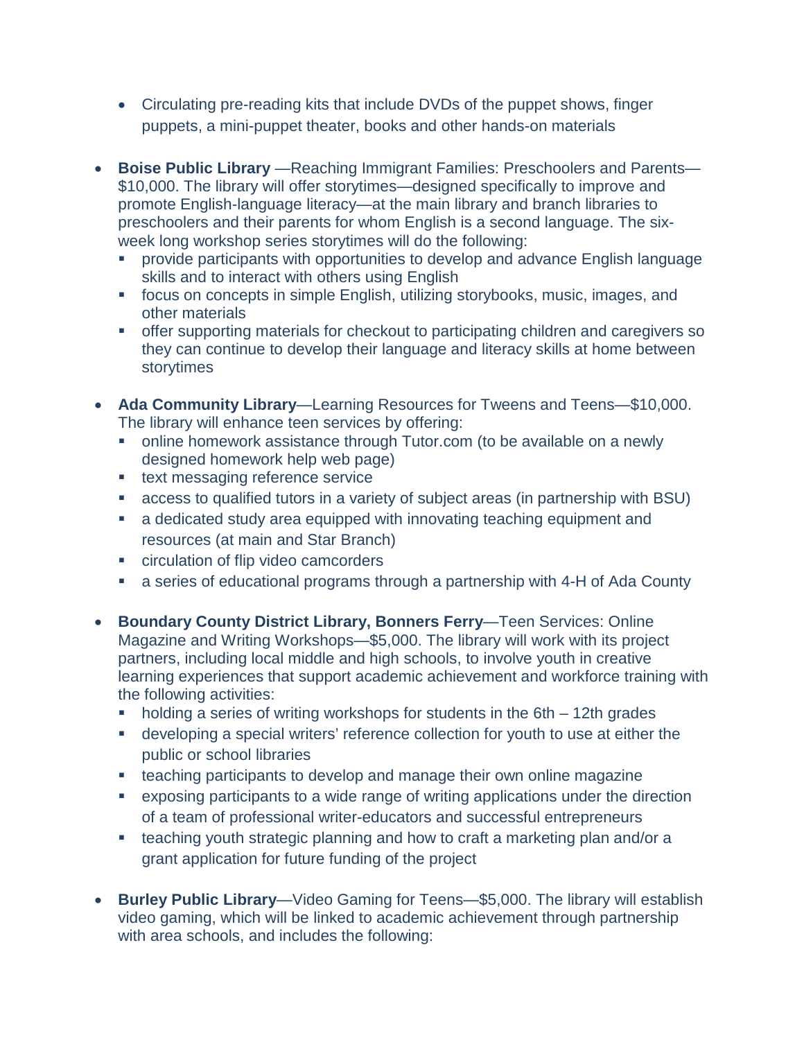- Circulating pre-reading kits that include DVDs of the puppet shows, finger puppets, a mini-puppet theater, books and other hands-on materials

- **Boise Public Library** —Reaching Immigrant Families: Preschoolers and Parents—$10,000. The library will offer storytimes—designed specifically to improve and promote English-language literacy—at the main library and branch libraries to preschoolers and their parents for whom English is a second language. The six-week long workshop series storytimes will do the following:
    - provide participants with opportunities to develop and advance English language skills and to interact with others using English
    - focus on concepts in simple English, utilizing storybooks, music, images, and other materials
    - offer supporting materials for checkout to participating children and caregivers so they can continue to develop their language and literacy skills at home between storytimes

- **Ada Community Library**—Learning Resources for Tweens and Teens—$10,000. The library will enhance teen services by offering:
    - online homework assistance through Tutor.com (to be available on a newly designed homework help web page)
    - text messaging reference service
    - access to qualified tutors in a variety of subject areas (in partnership with BSU)
    - a dedicated study area equipped with innovating teaching equipment and resources (at main and Star Branch)
    - circulation of flip video camcorders
    - a series of educational programs through a partnership with 4-H of Ada County

- **Boundary County District Library, Bonners Ferry**—Teen Services: Online Magazine and Writing Workshops—$5,000. The library will work with its project partners, including local middle and high schools, to involve youth in creative learning experiences that support academic achievement and workforce training with the following activities:
    - holding a series of writing workshops for students in the 6th – 12th grades
    - developing a special writers' reference collection for youth to use at either the public or school libraries
    - teaching participants to develop and manage their own online magazine
    - exposing participants to a wide range of writing applications under the direction of a team of professional writer-educators and successful entrepreneurs
    - teaching youth strategic planning and how to craft a marketing plan and/or a grant application for future funding of the project

- **Burley Public Library**—Video Gaming for Teens—$5,000. The library will establish video gaming, which will be linked to academic achievement through partnership with area schools, and includes the following: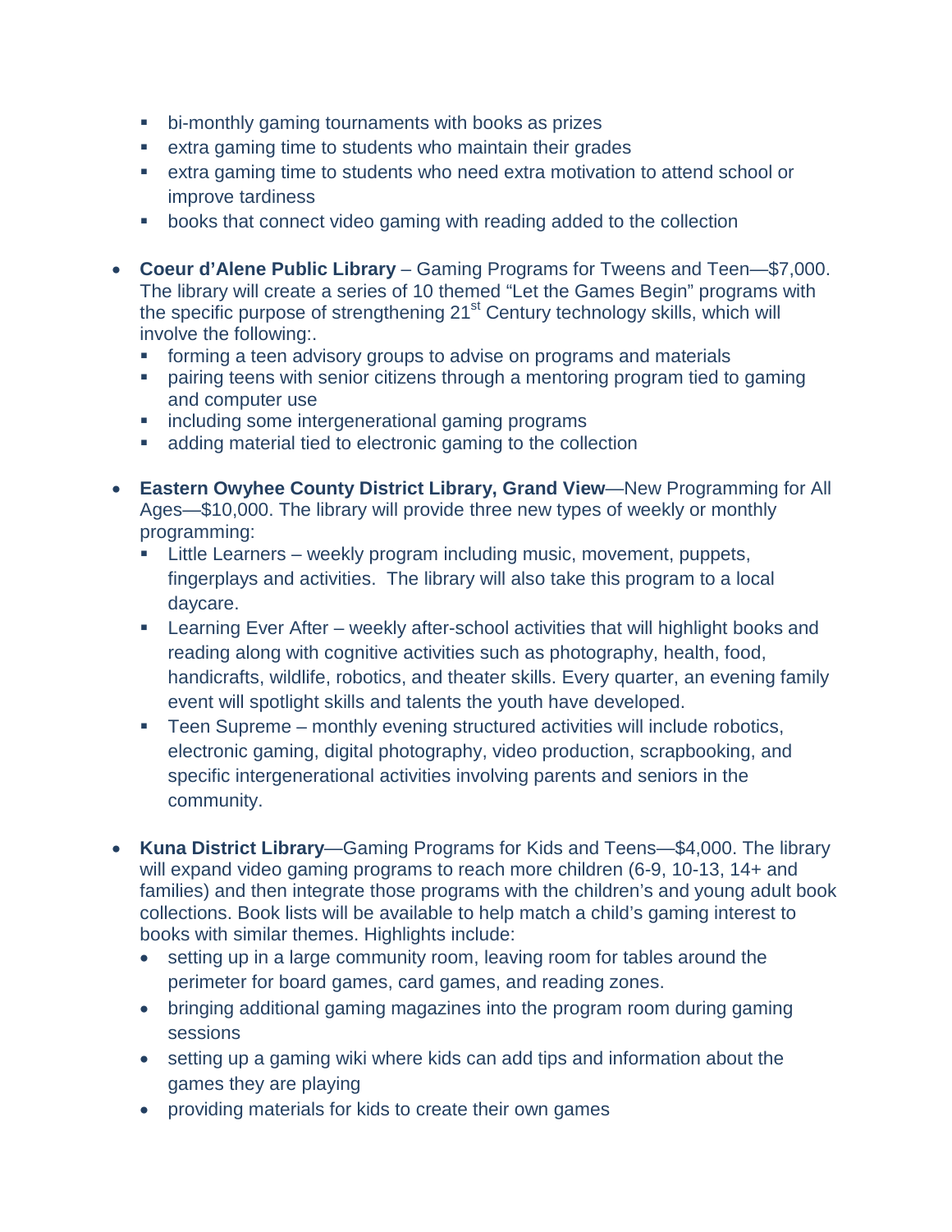- bi-monthly gaming tournaments with books as prizes
  - extra gaming time to students who maintain their grades
  - extra gaming time to students who need extra motivation to attend school or improve tardiness
  - books that connect video gaming with reading added to the collection

- **Coeur d'Alene Public Library** – Gaming Programs for Tweens and Teen—$7,000. The library will create a series of 10 themed "Let the Games Begin" programs with the specific purpose of strengthening 21st Century technology skills, which will involve the following:.
  - forming a teen advisory groups to advise on programs and materials
  - pairing teens with senior citizens through a mentoring program tied to gaming and computer use
  - including some intergenerational gaming programs
  - adding material tied to electronic gaming to the collection

- **Eastern Owyhee County District Library, Grand View**—New Programming for All Ages—$10,000. The library will provide three new types of weekly or monthly programming:
  - Little Learners – weekly program including music, movement, puppets, fingerplays and activities. The library will also take this program to a local daycare.
  - Learning Ever After – weekly after-school activities that will highlight books and reading along with cognitive activities such as photography, health, food, handicrafts, wildlife, robotics, and theater skills. Every quarter, an evening family event will spotlight skills and talents the youth have developed.
  - Teen Supreme – monthly evening structured activities will include robotics, electronic gaming, digital photography, video production, scrapbooking, and specific intergenerational activities involving parents and seniors in the community.

- **Kuna District Library**—Gaming Programs for Kids and Teens—$4,000. The library will expand video gaming programs to reach more children (6-9, 10-13, 14+ and families) and then integrate those programs with the children's and young adult book collections. Book lists will be available to help match a child's gaming interest to books with similar themes. Highlights include:
  - setting up in a large community room, leaving room for tables around the perimeter for board games, card games, and reading zones.
  - bringing additional gaming magazines into the program room during gaming sessions
  - setting up a gaming wiki where kids can add tips and information about the games they are playing
  - providing materials for kids to create their own games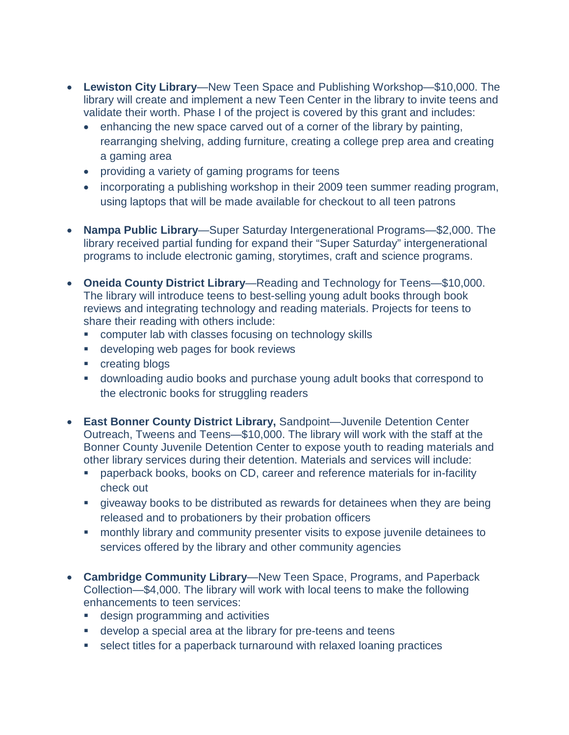- **Lewiston City Library**—New Teen Space and Publishing Workshop—$10,000. The library will create and implement a new Teen Center in the library to invite teens and validate their worth. Phase I of the project is covered by this grant and includes:
  - enhancing the new space carved out of a corner of the library by painting, rearranging shelving, adding furniture, creating a college prep area and creating a gaming area
  - providing a variety of gaming programs for teens
  - incorporating a publishing workshop in their 2009 teen summer reading program, using laptops that will be made available for checkout to all teen patrons

- **Nampa Public Library**—Super Saturday Intergenerational Programs—$2,000. The library received partial funding for expand their "Super Saturday" intergenerational programs to include electronic gaming, storytimes, craft and science programs.

- **Oneida County District Library**—Reading and Technology for Teens—$10,000. The library will introduce teens to best-selling young adult books through book reviews and integrating technology and reading materials. Projects for teens to share their reading with others include:
  - computer lab with classes focusing on technology skills
  - developing web pages for book reviews
  - creating blogs
  - downloading audio books and purchase young adult books that correspond to the electronic books for struggling readers

- **East Bonner County District Library,** Sandpoint—Juvenile Detention Center Outreach, Tweens and Teens—$10,000. The library will work with the staff at the Bonner County Juvenile Detention Center to expose youth to reading materials and other library services during their detention. Materials and services will include:
  - paperback books, books on CD, career and reference materials for in-facility check out
  - giveaway books to be distributed as rewards for detainees when they are being released and to probationers by their probation officers
  - monthly library and community presenter visits to expose juvenile detainees to services offered by the library and other community agencies

- **Cambridge Community Library**—New Teen Space, Programs, and Paperback Collection—$4,000. The library will work with local teens to make the following enhancements to teen services:
  - design programming and activities
  - develop a special area at the library for pre-teens and teens
  - select titles for a paperback turnaround with relaxed loaning practices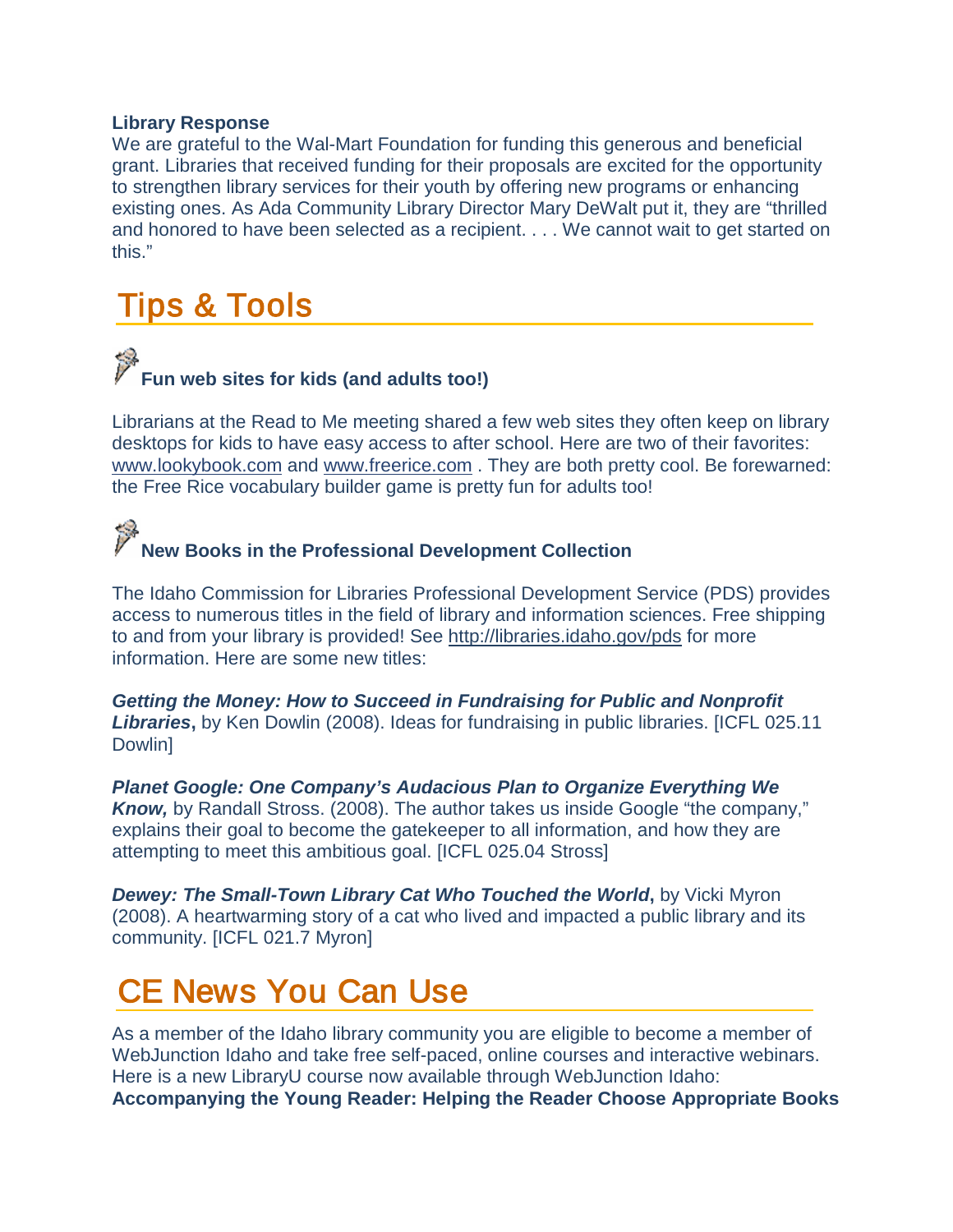**Library Response**

We are grateful to the Wal-Mart Foundation for funding this generous and beneficial grant. Libraries that received funding for their proposals are excited for the opportunity to strengthen library services for their youth by offering new programs or enhancing existing ones. As Ada Community Library Director Mary DeWalt put it, they are "thrilled and honored to have been selected as a recipient. . . . We cannot wait to get started on this."

# Tips & Tools

### Fun web sites for kids (and adults too!)

Librarians at the Read to Me meeting shared a few web sites they often keep on library desktops for kids to have easy access to after school. Here are two of their favorites: www.lookybook.com and www.freerice.com . They are both pretty cool. Be forewarned: the Free Rice vocabulary builder game is pretty fun for adults too!

### New Books in the Professional Development Collection

The Idaho Commission for Libraries Professional Development Service (PDS) provides access to numerous titles in the field of library and information sciences. Free shipping to and from your library is provided! See http://libraries.idaho.gov/pds for more information. Here are some new titles:

***Getting the Money: How to Succeed in Fundraising for Public and Nonprofit Libraries*****,** by Ken Dowlin (2008). Ideas for fundraising in public libraries. [ICFL 025.11 Dowlin]

***Planet Google: One Company's Audacious Plan to Organize Everything We Know,*** by Randall Stross. (2008). The author takes us inside Google "the company," explains their goal to become the gatekeeper to all information, and how they are attempting to meet this ambitious goal. [ICFL 025.04 Stross]

***Dewey: The Small-Town Library Cat Who Touched the World*****,** by Vicki Myron (2008). A heartwarming story of a cat who lived and impacted a public library and its community. [ICFL 021.7 Myron]

# CE News You Can Use

As a member of the Idaho library community you are eligible to become a member of WebJunction Idaho and take free self-paced, online courses and interactive webinars. Here is a new LibraryU course now available through WebJunction Idaho:

**Accompanying the Young Reader: Helping the Reader Choose Appropriate Books**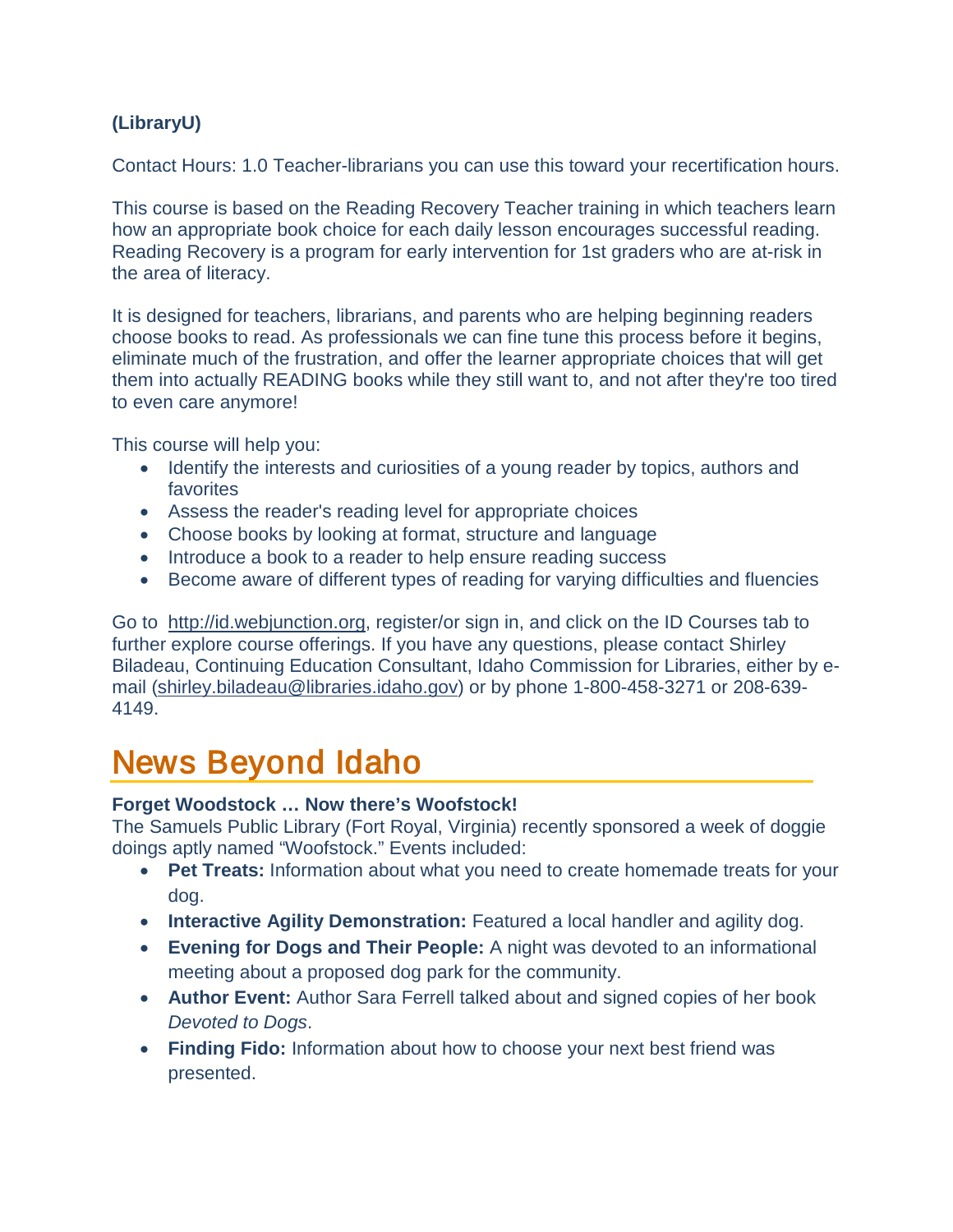**(LibraryU)**

Contact Hours: 1.0 Teacher-librarians you can use this toward your recertification hours.

This course is based on the Reading Recovery Teacher training in which teachers learn how an appropriate book choice for each daily lesson encourages successful reading. Reading Recovery is a program for early intervention for 1st graders who are at-risk in the area of literacy.

It is designed for teachers, librarians, and parents who are helping beginning readers choose books to read. As professionals we can fine tune this process before it begins, eliminate much of the frustration, and offer the learner appropriate choices that will get them into actually READING books while they still want to, and not after they're too tired to even care anymore!

This course will help you:

- Identify the interests and curiosities of a young reader by topics, authors and favorites
- Assess the reader's reading level for appropriate choices
- Choose books by looking at format, structure and language
- Introduce a book to a reader to help ensure reading success
- Become aware of different types of reading for varying difficulties and fluencies

Go to http://id.webjunction.org, register/or sign in, and click on the ID Courses tab to further explore course offerings. If you have any questions, please contact Shirley Biladeau, Continuing Education Consultant, Idaho Commission for Libraries, either by e-mail (shirley.biladeau@libraries.idaho.gov) or by phone 1-800-458-3271 or 208-639-4149.

# News Beyond Idaho

**Forget Woodstock … Now there's Woofstock!**

The Samuels Public Library (Fort Royal, Virginia) recently sponsored a week of doggie doings aptly named "Woofstock." Events included:

- **Pet Treats:** Information about what you need to create homemade treats for your dog.
- **Interactive Agility Demonstration:** Featured a local handler and agility dog.
- **Evening for Dogs and Their People:** A night was devoted to an informational meeting about a proposed dog park for the community.
- **Author Event:** Author Sara Ferrell talked about and signed copies of her book *Devoted to Dogs*.
- **Finding Fido:** Information about how to choose your next best friend was presented.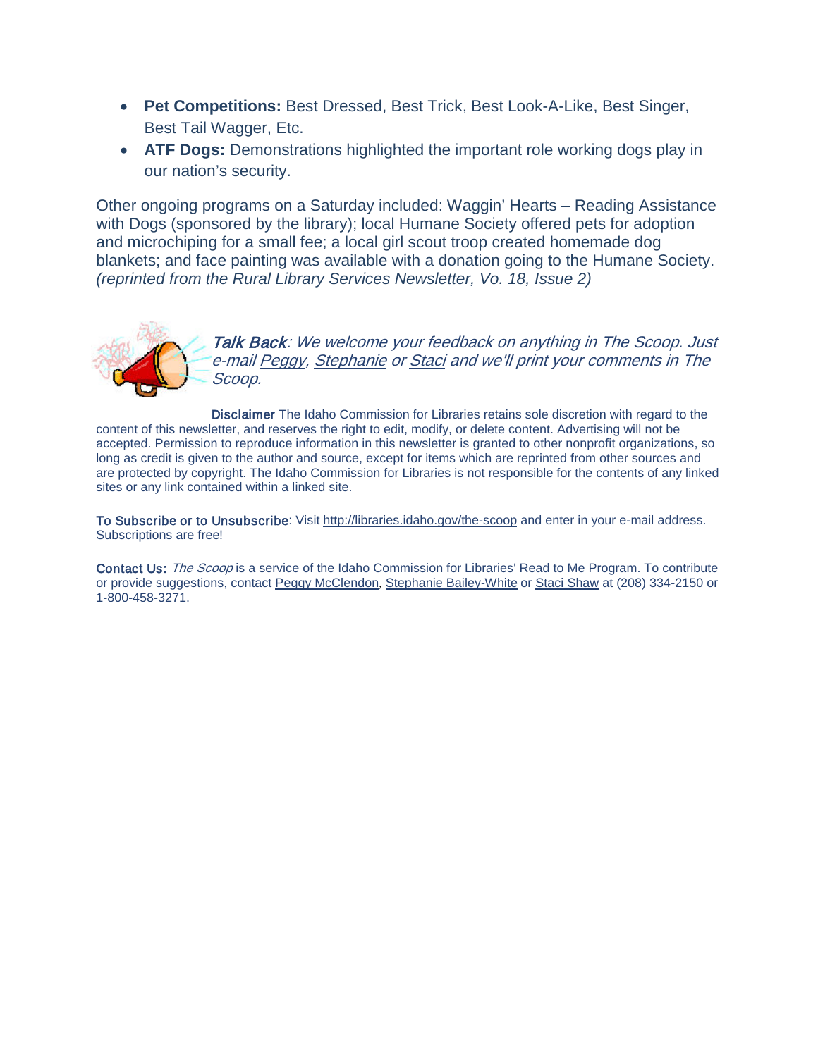- **Pet Competitions:** Best Dressed, Best Trick, Best Look-A-Like, Best Singer, Best Tail Wagger, Etc.
- **ATF Dogs:** Demonstrations highlighted the important role working dogs play in our nation's security.

Other ongoing programs on a Saturday included: Waggin' Hearts – Reading Assistance with Dogs (sponsored by the library); local Humane Society offered pets for adoption and microchiping for a small fee; a local girl scout troop created homemade dog blankets; and face painting was available with a donation going to the Humane Society. *(reprinted from the Rural Library Services Newsletter, Vo. 18, Issue 2)*

*Talk Back: We welcome your feedback on anything in The Scoop. Just e-mail Peggy, Stephanie or Staci and we'll print your comments in The Scoop.*

**Disclaimer** The Idaho Commission for Libraries retains sole discretion with regard to the content of this newsletter, and reserves the right to edit, modify, or delete content. Advertising will not be accepted. Permission to reproduce information in this newsletter is granted to other nonprofit organizations, so long as credit is given to the author and source, except for items which are reprinted from other sources and are protected by copyright. The Idaho Commission for Libraries is not responsible for the contents of any linked sites or any link contained within a linked site.

**To Subscribe or to Unsubscribe**: Visit http://libraries.idaho.gov/the-scoop and enter in your e-mail address. Subscriptions are free!

**Contact Us:** *The Scoop* is a service of the Idaho Commission for Libraries' Read to Me Program. To contribute or provide suggestions, contact Peggy McClendon, Stephanie Bailey-White or Staci Shaw at (208) 334-2150 or 1-800-458-3271.